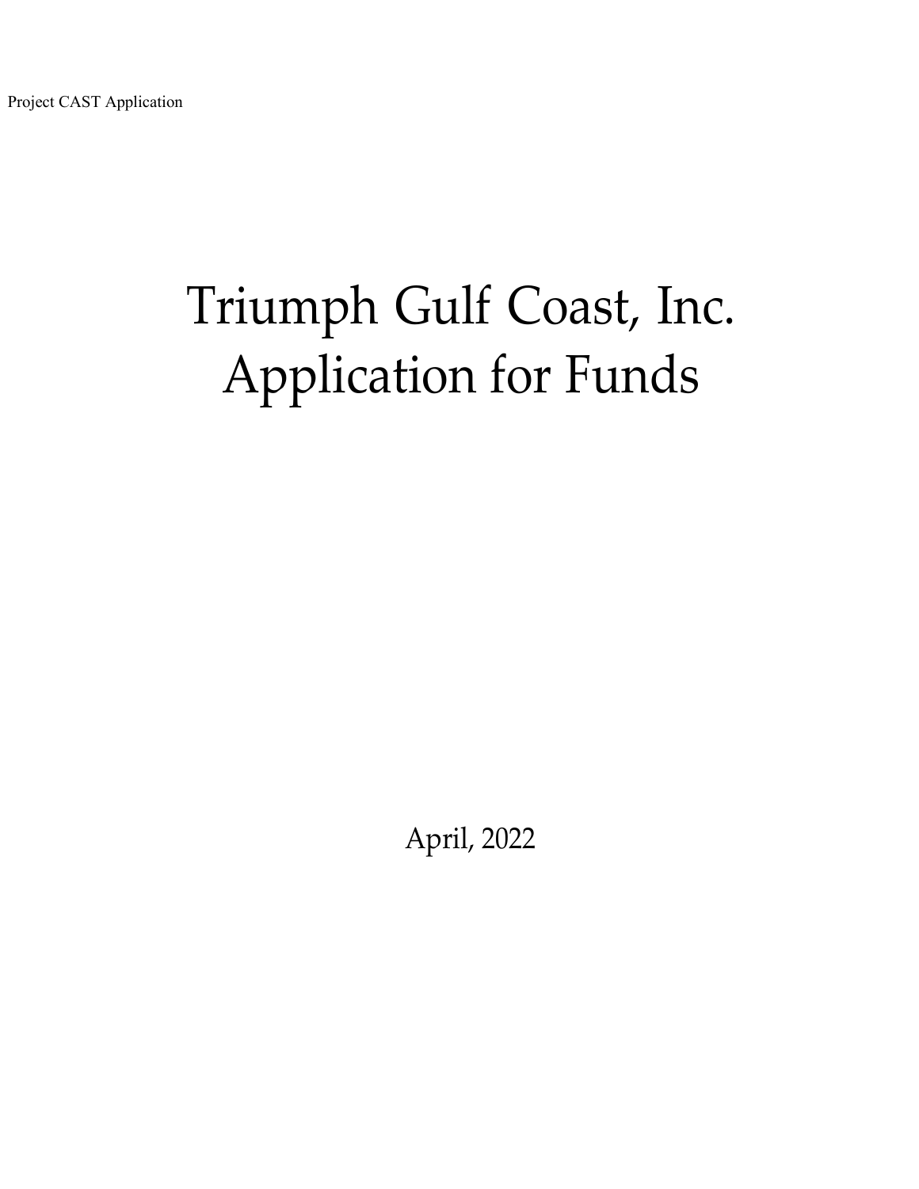# Triumph Gulf Coast, Inc.
# Application for Funds

April, 2022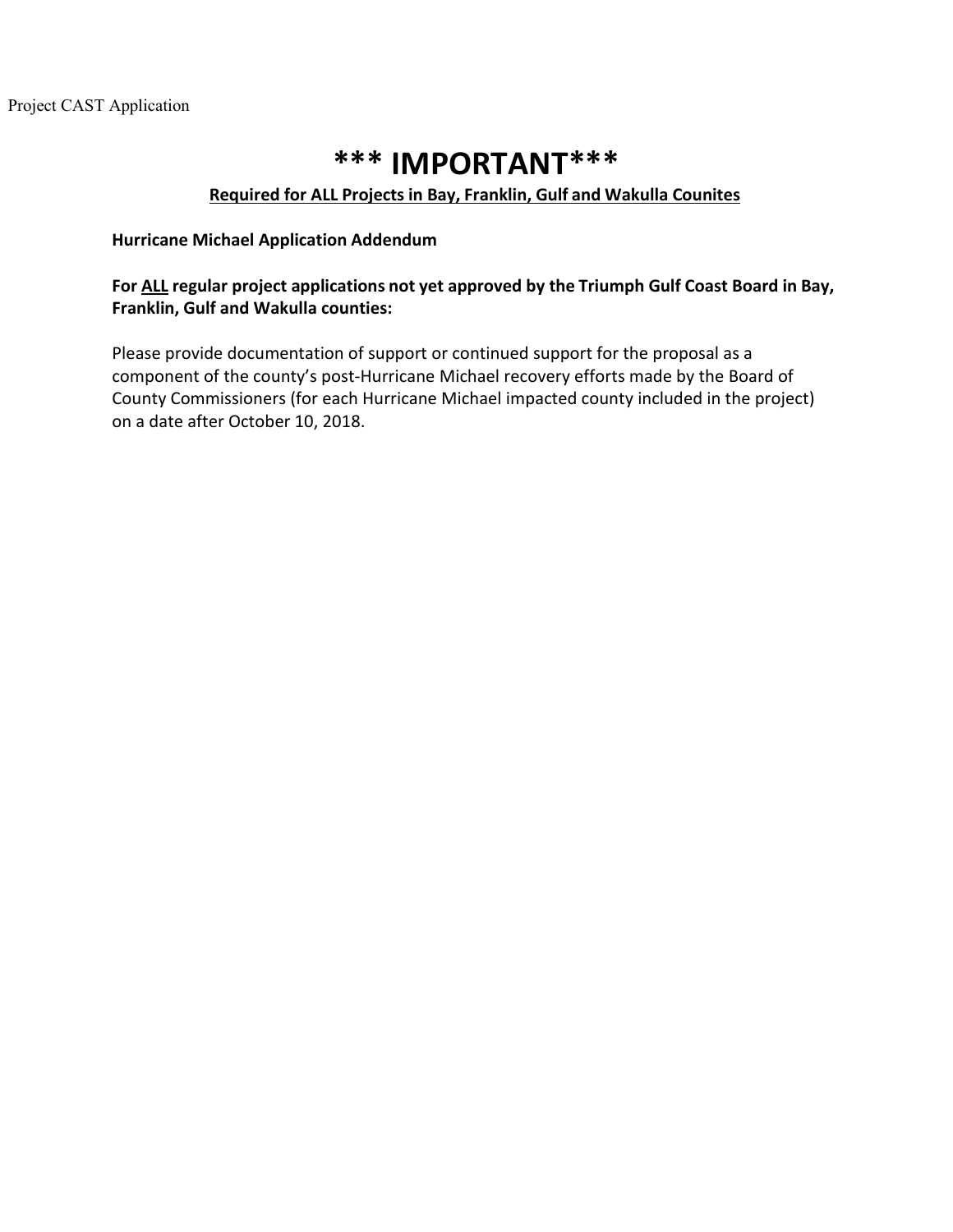# *** IMPORTANT***

**Required for ALL Projects in Bay, Franklin, Gulf and Wakulla Counites**

**Hurricane Michael Application Addendum**

**For ALL regular project applications not yet approved by the Triumph Gulf Coast Board in Bay, Franklin, Gulf and Wakulla counties:**

Please provide documentation of support or continued support for the proposal as a component of the county's post-Hurricane Michael recovery efforts made by the Board of County Commissioners (for each Hurricane Michael impacted county included in the project) on a date after October 10, 2018.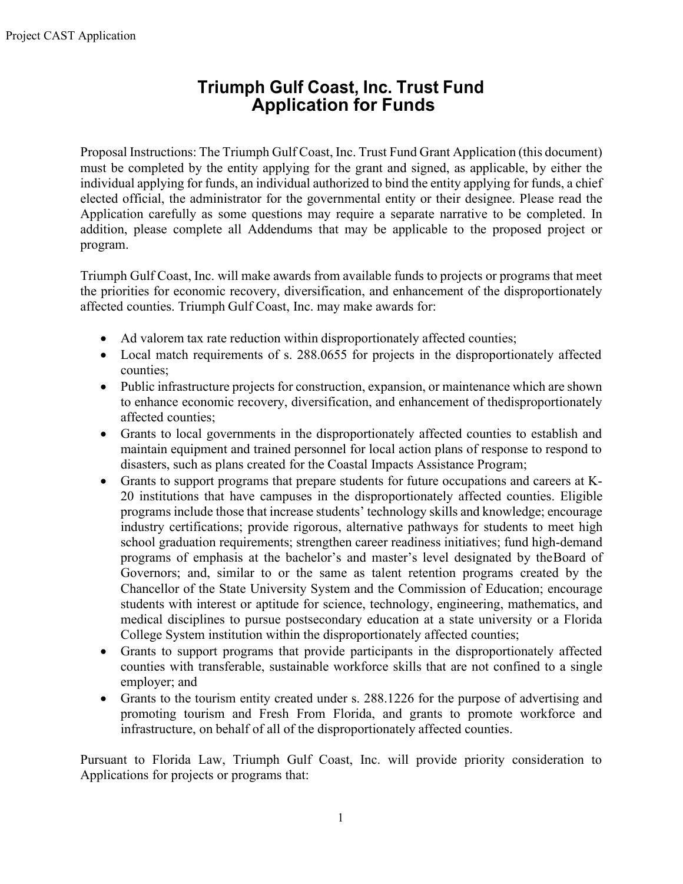# Triumph Gulf Coast, Inc. Trust Fund Application for Funds

Proposal Instructions: The Triumph Gulf Coast, Inc. Trust Fund Grant Application (this document) must be completed by the entity applying for the grant and signed, as applicable, by either the individual applying for funds, an individual authorized to bind the entity applying for funds, a chief elected official, the administrator for the governmental entity or their designee. Please read the Application carefully as some questions may require a separate narrative to be completed. In addition, please complete all Addendums that may be applicable to the proposed project or program.

Triumph Gulf Coast, Inc. will make awards from available funds to projects or programs that meet the priorities for economic recovery, diversification, and enhancement of the disproportionately affected counties. Triumph Gulf Coast, Inc. may make awards for:

- Ad valorem tax rate reduction within disproportionately affected counties;
- Local match requirements of s. 288.0655 for projects in the disproportionately affected counties;
- Public infrastructure projects for construction, expansion, or maintenance which are shown to enhance economic recovery, diversification, and enhancement of thedisproportionately affected counties;
- Grants to local governments in the disproportionately affected counties to establish and maintain equipment and trained personnel for local action plans of response to respond to disasters, such as plans created for the Coastal Impacts Assistance Program;
- Grants to support programs that prepare students for future occupations and careers at K-20 institutions that have campuses in the disproportionately affected counties. Eligible programs include those that increase students' technology skills and knowledge; encourage industry certifications; provide rigorous, alternative pathways for students to meet high school graduation requirements; strengthen career readiness initiatives; fund high-demand programs of emphasis at the bachelor's and master's level designated by theBoard of Governors; and, similar to or the same as talent retention programs created by the Chancellor of the State University System and the Commission of Education; encourage students with interest or aptitude for science, technology, engineering, mathematics, and medical disciplines to pursue postsecondary education at a state university or a Florida College System institution within the disproportionately affected counties;
- Grants to support programs that provide participants in the disproportionately affected counties with transferable, sustainable workforce skills that are not confined to a single employer; and
- Grants to the tourism entity created under s. 288.1226 for the purpose of advertising and promoting tourism and Fresh From Florida, and grants to promote workforce and infrastructure, on behalf of all of the disproportionately affected counties.

Pursuant to Florida Law, Triumph Gulf Coast, Inc. will provide priority consideration to Applications for projects or programs that: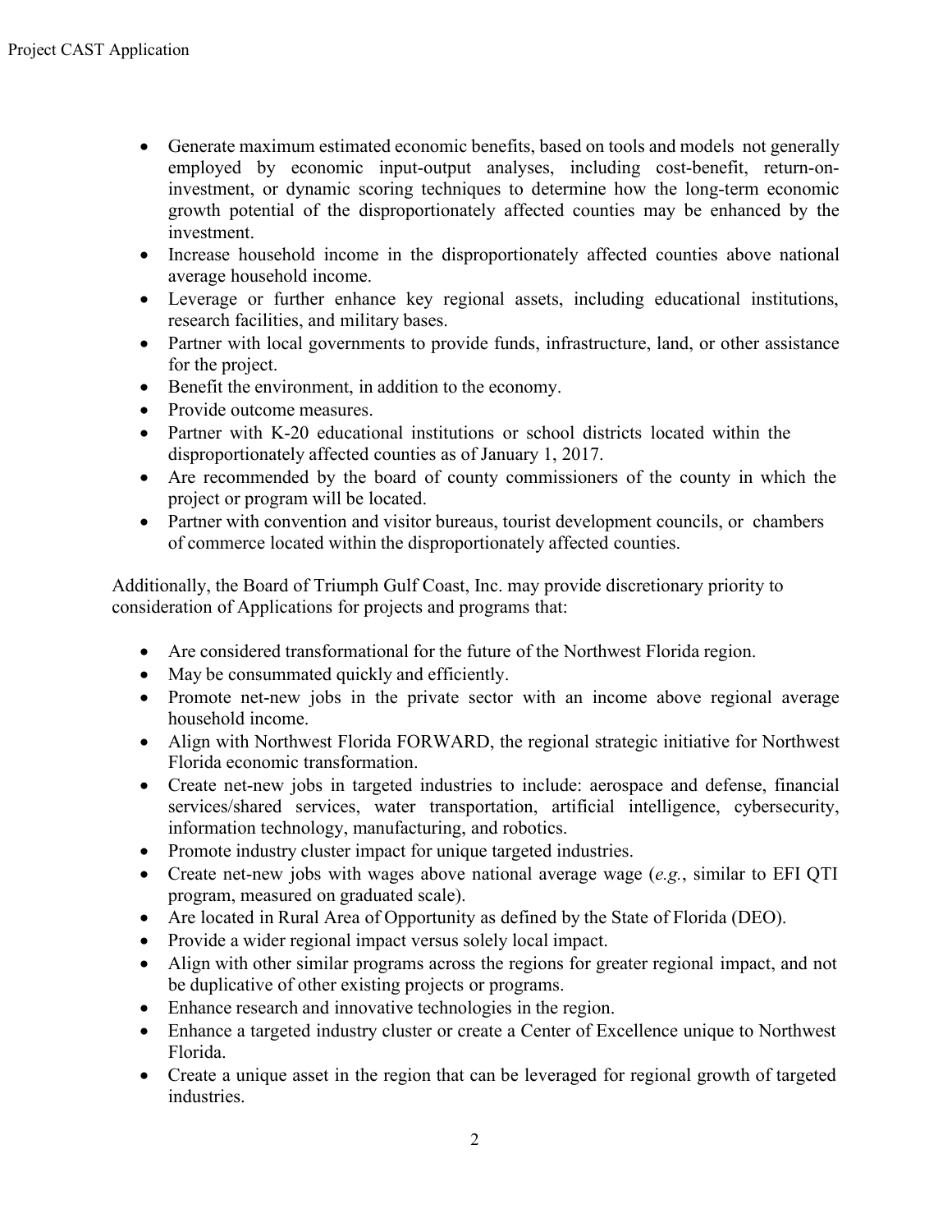- Generate maximum estimated economic benefits, based on tools and models not generally employed by economic input-output analyses, including cost-benefit, return-on-investment, or dynamic scoring techniques to determine how the long-term economic growth potential of the disproportionately affected counties may be enhanced by the investment.
- Increase household income in the disproportionately affected counties above national average household income.
- Leverage or further enhance key regional assets, including educational institutions, research facilities, and military bases.
- Partner with local governments to provide funds, infrastructure, land, or other assistance for the project.
- Benefit the environment, in addition to the economy.
- Provide outcome measures.
- Partner with K-20 educational institutions or school districts located within the disproportionately affected counties as of January 1, 2017.
- Are recommended by the board of county commissioners of the county in which the project or program will be located.
- Partner with convention and visitor bureaus, tourist development councils, or chambers of commerce located within the disproportionately affected counties.

Additionally, the Board of Triumph Gulf Coast, Inc. may provide discretionary priority to consideration of Applications for projects and programs that:

- Are considered transformational for the future of the Northwest Florida region.
- May be consummated quickly and efficiently.
- Promote net-new jobs in the private sector with an income above regional average household income.
- Align with Northwest Florida FORWARD, the regional strategic initiative for Northwest Florida economic transformation.
- Create net-new jobs in targeted industries to include: aerospace and defense, financial services/shared services, water transportation, artificial intelligence, cybersecurity, information technology, manufacturing, and robotics.
- Promote industry cluster impact for unique targeted industries.
- Create net-new jobs with wages above national average wage (*e.g.*, similar to EFI QTI program, measured on graduated scale).
- Are located in Rural Area of Opportunity as defined by the State of Florida (DEO).
- Provide a wider regional impact versus solely local impact.
- Align with other similar programs across the regions for greater regional impact, and not be duplicative of other existing projects or programs.
- Enhance research and innovative technologies in the region.
- Enhance a targeted industry cluster or create a Center of Excellence unique to Northwest Florida.
- Create a unique asset in the region that can be leveraged for regional growth of targeted industries.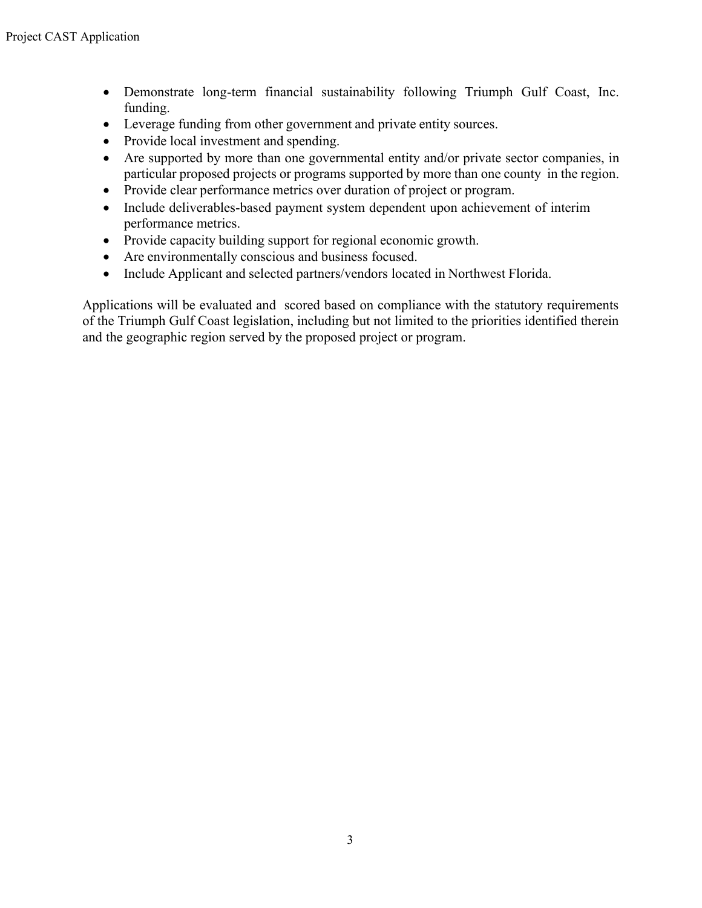- Demonstrate long-term financial sustainability following Triumph Gulf Coast, Inc. funding.
- Leverage funding from other government and private entity sources.
- Provide local investment and spending.
- Are supported by more than one governmental entity and/or private sector companies, in particular proposed projects or programs supported by more than one county in the region.
- Provide clear performance metrics over duration of project or program.
- Include deliverables-based payment system dependent upon achievement of interim performance metrics.
- Provide capacity building support for regional economic growth.
- Are environmentally conscious and business focused.
- Include Applicant and selected partners/vendors located in Northwest Florida.

Applications will be evaluated and scored based on compliance with the statutory requirements of the Triumph Gulf Coast legislation, including but not limited to the priorities identified therein and the geographic region served by the proposed project or program.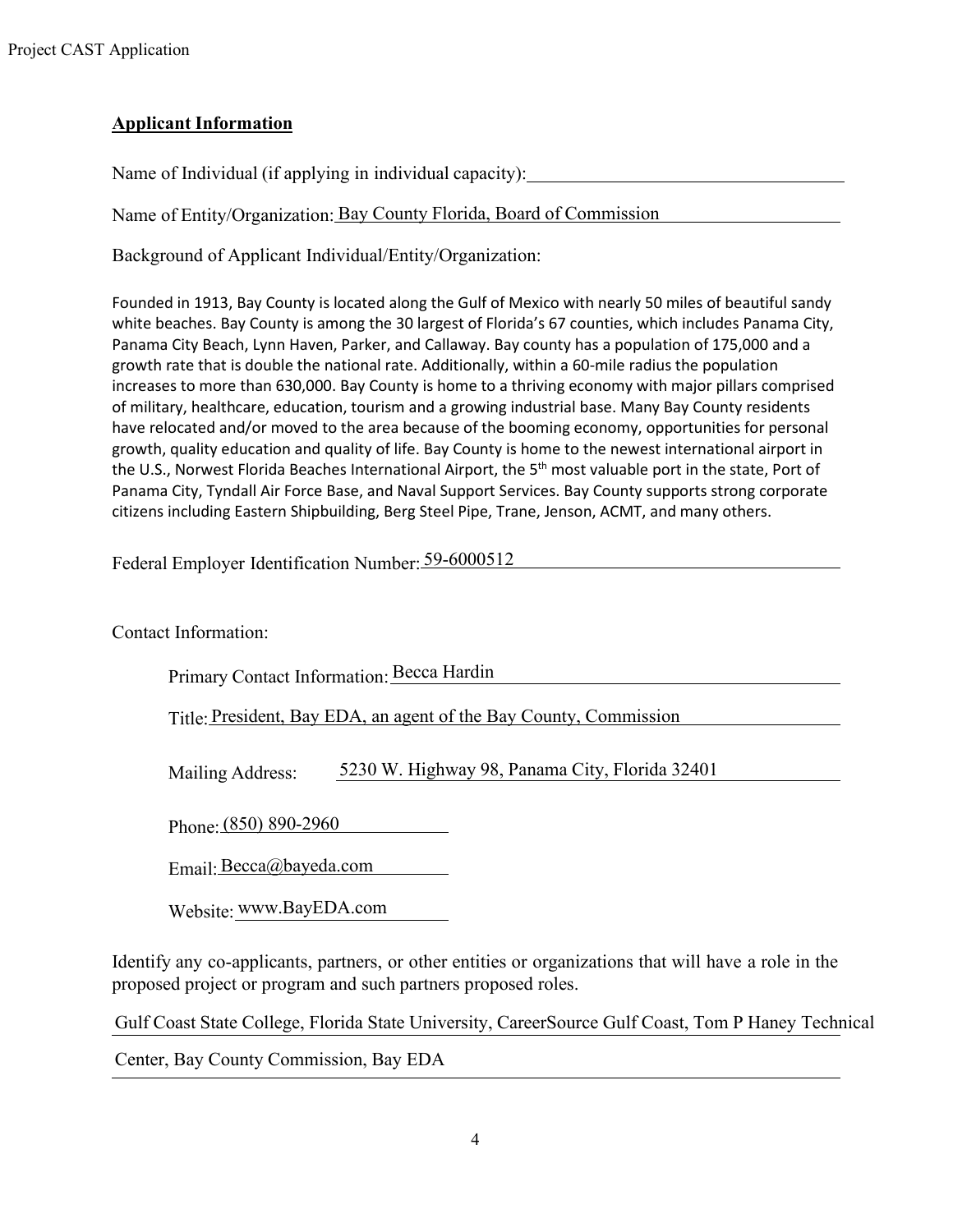**Applicant Information**

Name of Individual (if applying in individual capacity): 

Name of Entity/Organization: Bay County Florida, Board of Commission

Background of Applicant Individual/Entity/Organization:

Founded in 1913, Bay County is located along the Gulf of Mexico with nearly 50 miles of beautiful sandy white beaches. Bay County is among the 30 largest of Florida's 67 counties, which includes Panama City, Panama City Beach, Lynn Haven, Parker, and Callaway. Bay county has a population of 175,000 and a growth rate that is double the national rate. Additionally, within a 60-mile radius the population increases to more than 630,000. Bay County is home to a thriving economy with major pillars comprised of military, healthcare, education, tourism and a growing industrial base. Many Bay County residents have relocated and/or moved to the area because of the booming economy, opportunities for personal growth, quality education and quality of life. Bay County is home to the newest international airport in the U.S., Norwest Florida Beaches International Airport, the 5th most valuable port in the state, Port of Panama City, Tyndall Air Force Base, and Naval Support Services. Bay County supports strong corporate citizens including Eastern Shipbuilding, Berg Steel Pipe, Trane, Jenson, ACMT, and many others.

Federal Employer Identification Number: 59-6000512

Contact Information:

Primary Contact Information: Becca Hardin

Title: President, Bay EDA, an agent of the Bay County, Commission

Mailing Address: 5230 W. Highway 98, Panama City, Florida 32401

Phone: (850) 890-2960

Email: Becca@bayeda.com

Website: www.BayEDA.com

Identify any co-applicants, partners, or other entities or organizations that will have a role in the proposed project or program and such partners proposed roles.

Gulf Coast State College, Florida State University, CareerSource Gulf Coast, Tom P Haney Technical Center, Bay County Commission, Bay EDA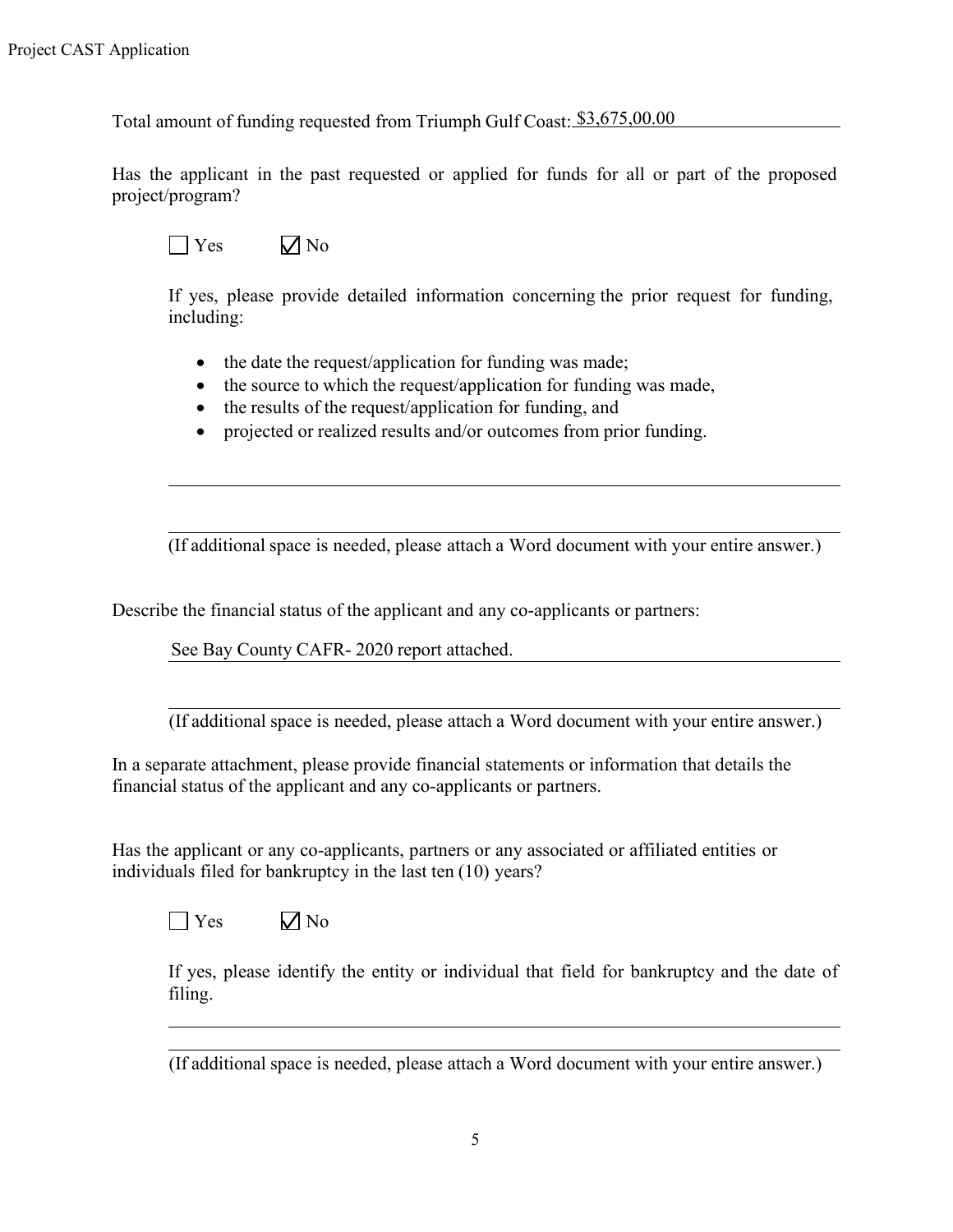Total amount of funding requested from Triumph Gulf Coast: $3,675,00.00

Has the applicant in the past requested or applied for funds for all or part of the proposed project/program?

☐ Yes ☑ No

If yes, please provide detailed information concerning the prior request for funding, including:

- the date the request/application for funding was made;
- the source to which the request/application for funding was made,
- the results of the request/application for funding, and
- projected or realized results and/or outcomes from prior funding.

(If additional space is needed, please attach a Word document with your entire answer.)

Describe the financial status of the applicant and any co-applicants or partners:

See Bay County CAFR- 2020 report attached.

(If additional space is needed, please attach a Word document with your entire answer.)

In a separate attachment, please provide financial statements or information that details the financial status of the applicant and any co-applicants or partners.

Has the applicant or any co-applicants, partners or any associated or affiliated entities or individuals filed for bankruptcy in the last ten (10) years?

☐ Yes ☑ No

If yes, please identify the entity or individual that field for bankruptcy and the date of filing.

(If additional space is needed, please attach a Word document with your entire answer.)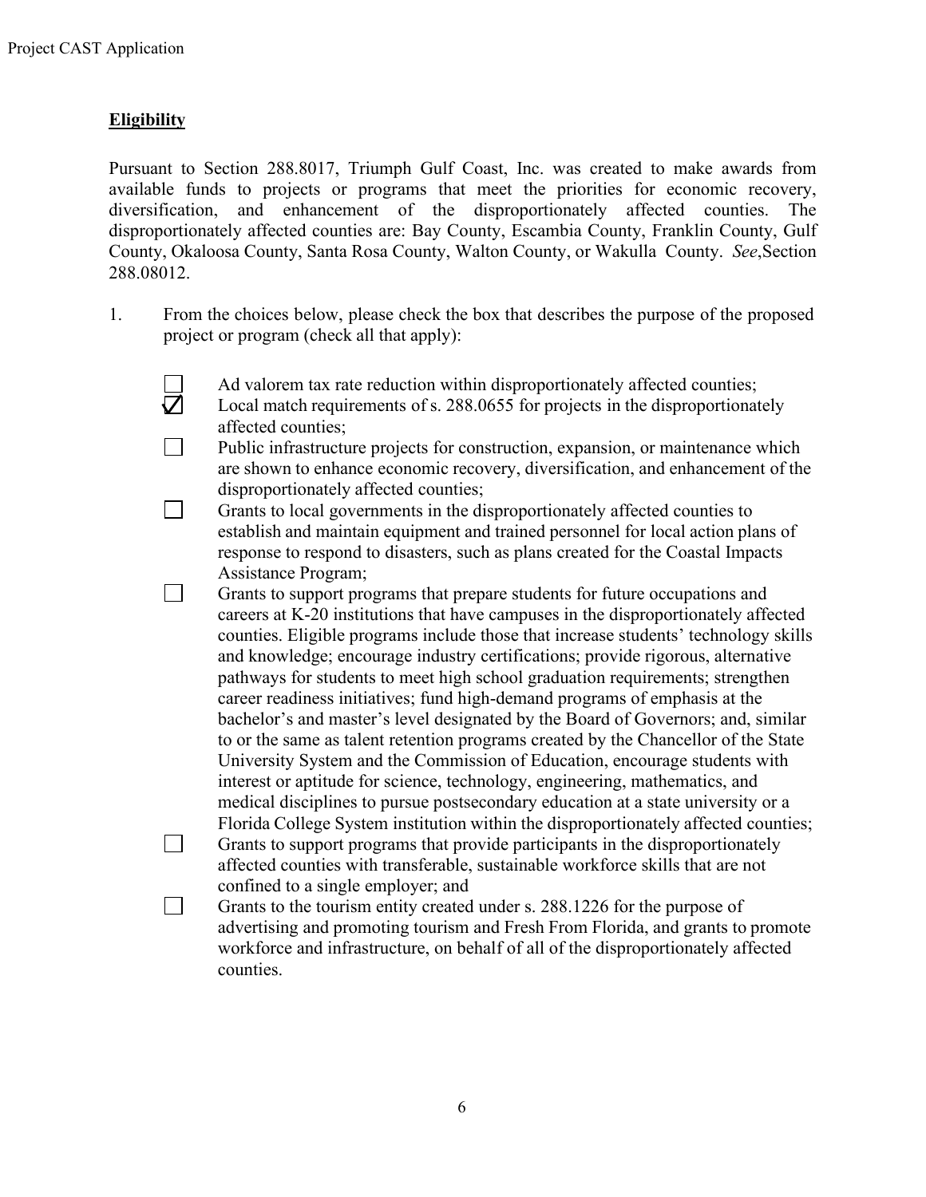## Eligibility

Pursuant to Section 288.8017, Triumph Gulf Coast, Inc. was created to make awards from available funds to projects or programs that meet the priorities for economic recovery, diversification, and enhancement of the disproportionately affected counties. The disproportionately affected counties are: Bay County, Escambia County, Franklin County, Gulf County, Okaloosa County, Santa Rosa County, Walton County, or Wakulla County. *See*,Section 288.08012.

1. From the choices below, please check the box that describes the purpose of the proposed project or program (check all that apply):

- ☐ Ad valorem tax rate reduction within disproportionately affected counties;
- ☑ Local match requirements of s. 288.0655 for projects in the disproportionately affected counties;
- ☐ Public infrastructure projects for construction, expansion, or maintenance which are shown to enhance economic recovery, diversification, and enhancement of the disproportionately affected counties;
- ☐ Grants to local governments in the disproportionately affected counties to establish and maintain equipment and trained personnel for local action plans of response to respond to disasters, such as plans created for the Coastal Impacts Assistance Program;
- ☐ Grants to support programs that prepare students for future occupations and careers at K-20 institutions that have campuses in the disproportionately affected counties. Eligible programs include those that increase students' technology skills and knowledge; encourage industry certifications; provide rigorous, alternative pathways for students to meet high school graduation requirements; strengthen career readiness initiatives; fund high-demand programs of emphasis at the bachelor's and master's level designated by the Board of Governors; and, similar to or the same as talent retention programs created by the Chancellor of the State University System and the Commission of Education, encourage students with interest or aptitude for science, technology, engineering, mathematics, and medical disciplines to pursue postsecondary education at a state university or a Florida College System institution within the disproportionately affected counties;
- ☐ Grants to support programs that provide participants in the disproportionately affected counties with transferable, sustainable workforce skills that are not confined to a single employer; and
- ☐ Grants to the tourism entity created under s. 288.1226 for the purpose of advertising and promoting tourism and Fresh From Florida, and grants to promote workforce and infrastructure, on behalf of all of the disproportionately affected counties.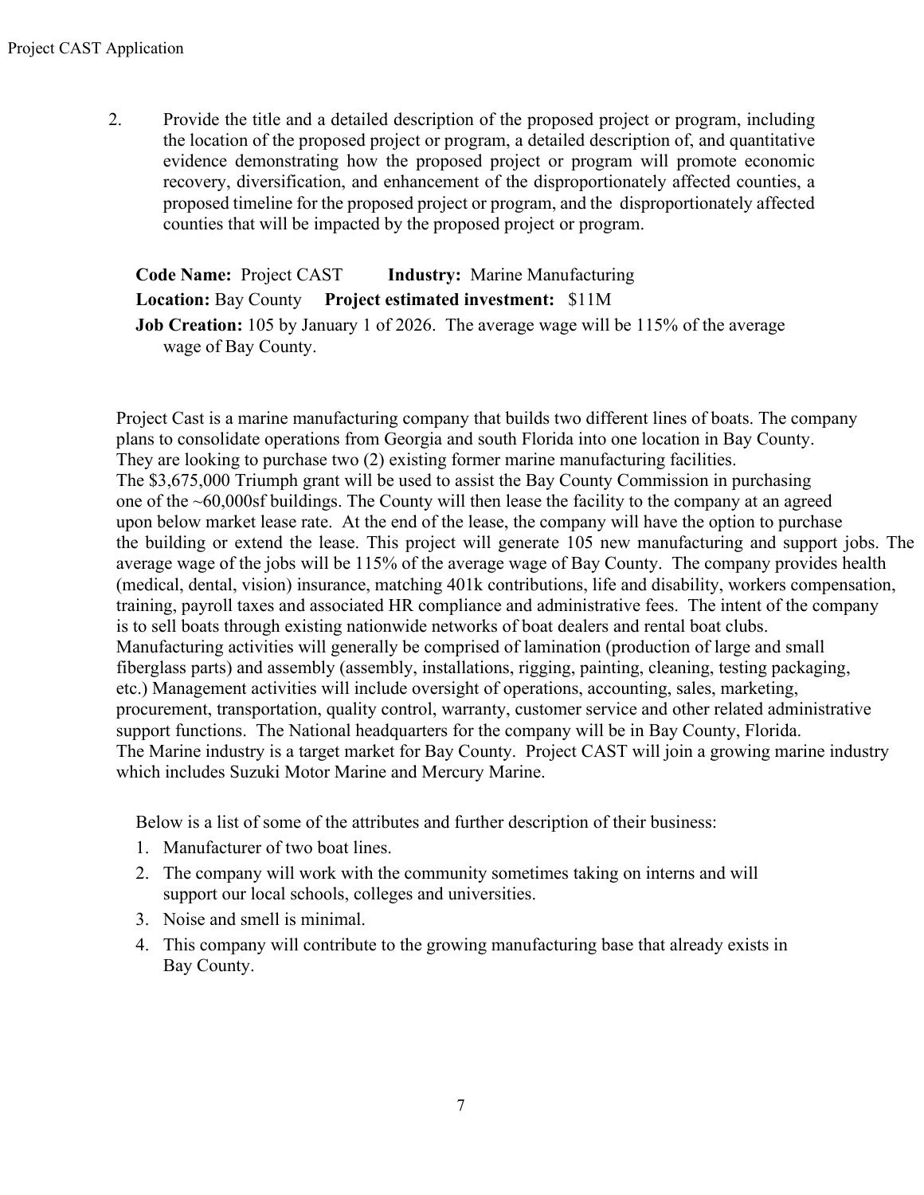2. Provide the title and a detailed description of the proposed project or program, including the location of the proposed project or program, a detailed description of, and quantitative evidence demonstrating how the proposed project or program will promote economic recovery, diversification, and enhancement of the disproportionately affected counties, a proposed timeline for the proposed project or program, and the disproportionately affected counties that will be impacted by the proposed project or program.

**Code Name:** Project CAST **Industry:** Marine Manufacturing
**Location:** Bay County **Project estimated investment:** $11M
**Job Creation:** 105 by January 1 of 2026. The average wage will be 115% of the average wage of Bay County.

Project Cast is a marine manufacturing company that builds two different lines of boats. The company plans to consolidate operations from Georgia and south Florida into one location in Bay County. They are looking to purchase two (2) existing former marine manufacturing facilities. The $3,675,000 Triumph grant will be used to assist the Bay County Commission in purchasing one of the ~60,000sf buildings. The County will then lease the facility to the company at an agreed upon below market lease rate. At the end of the lease, the company will have the option to purchase the building or extend the lease. This project will generate 105 new manufacturing and support jobs. The average wage of the jobs will be 115% of the average wage of Bay County. The company provides health (medical, dental, vision) insurance, matching 401k contributions, life and disability, workers compensation, training, payroll taxes and associated HR compliance and administrative fees. The intent of the company is to sell boats through existing nationwide networks of boat dealers and rental boat clubs. Manufacturing activities will generally be comprised of lamination (production of large and small fiberglass parts) and assembly (assembly, installations, rigging, painting, cleaning, testing packaging, etc.) Management activities will include oversight of operations, accounting, sales, marketing, procurement, transportation, quality control, warranty, customer service and other related administrative support functions. The National headquarters for the company will be in Bay County, Florida. The Marine industry is a target market for Bay County. Project CAST will join a growing marine industry which includes Suzuki Motor Marine and Mercury Marine.

Below is a list of some of the attributes and further description of their business:

1. Manufacturer of two boat lines.
2. The company will work with the community sometimes taking on interns and will support our local schools, colleges and universities.
3. Noise and smell is minimal.
4. This company will contribute to the growing manufacturing base that already exists in Bay County.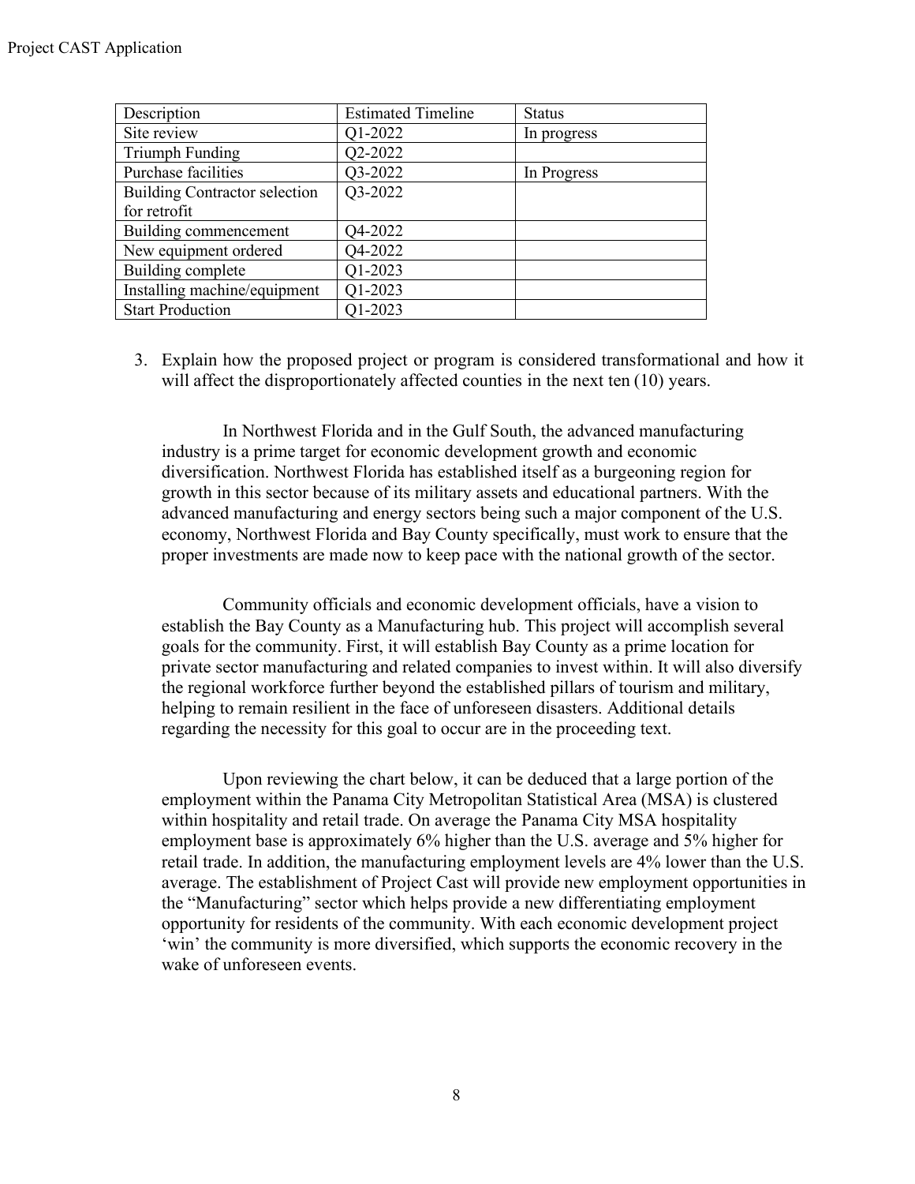| Description | Estimated Timeline | Status |
|---|---|---|
| Site review | Q1-2022 | In progress |
| Triumph Funding | Q2-2022 | |
| Purchase facilities | Q3-2022 | In Progress |
| Building Contractor selection for retrofit | Q3-2022 | |
| Building commencement | Q4-2022 | |
| New equipment ordered | Q4-2022 | |
| Building complete | Q1-2023 | |
| Installing machine/equipment | Q1-2023 | |
| Start Production | Q1-2023 | |

3. Explain how the proposed project or program is considered transformational and how it will affect the disproportionately affected counties in the next ten (10) years.

In Northwest Florida and in the Gulf South, the advanced manufacturing industry is a prime target for economic development growth and economic diversification. Northwest Florida has established itself as a burgeoning region for growth in this sector because of its military assets and educational partners. With the advanced manufacturing and energy sectors being such a major component of the U.S. economy, Northwest Florida and Bay County specifically, must work to ensure that the proper investments are made now to keep pace with the national growth of the sector.

Community officials and economic development officials, have a vision to establish the Bay County as a Manufacturing hub. This project will accomplish several goals for the community. First, it will establish Bay County as a prime location for private sector manufacturing and related companies to invest within. It will also diversify the regional workforce further beyond the established pillars of tourism and military, helping to remain resilient in the face of unforeseen disasters. Additional details regarding the necessity for this goal to occur are in the proceeding text.

Upon reviewing the chart below, it can be deduced that a large portion of the employment within the Panama City Metropolitan Statistical Area (MSA) is clustered within hospitality and retail trade. On average the Panama City MSA hospitality employment base is approximately 6% higher than the U.S. average and 5% higher for retail trade. In addition, the manufacturing employment levels are 4% lower than the U.S. average. The establishment of Project Cast will provide new employment opportunities in the "Manufacturing" sector which helps provide a new differentiating employment opportunity for residents of the community. With each economic development project 'win' the community is more diversified, which supports the economic recovery in the wake of unforeseen events.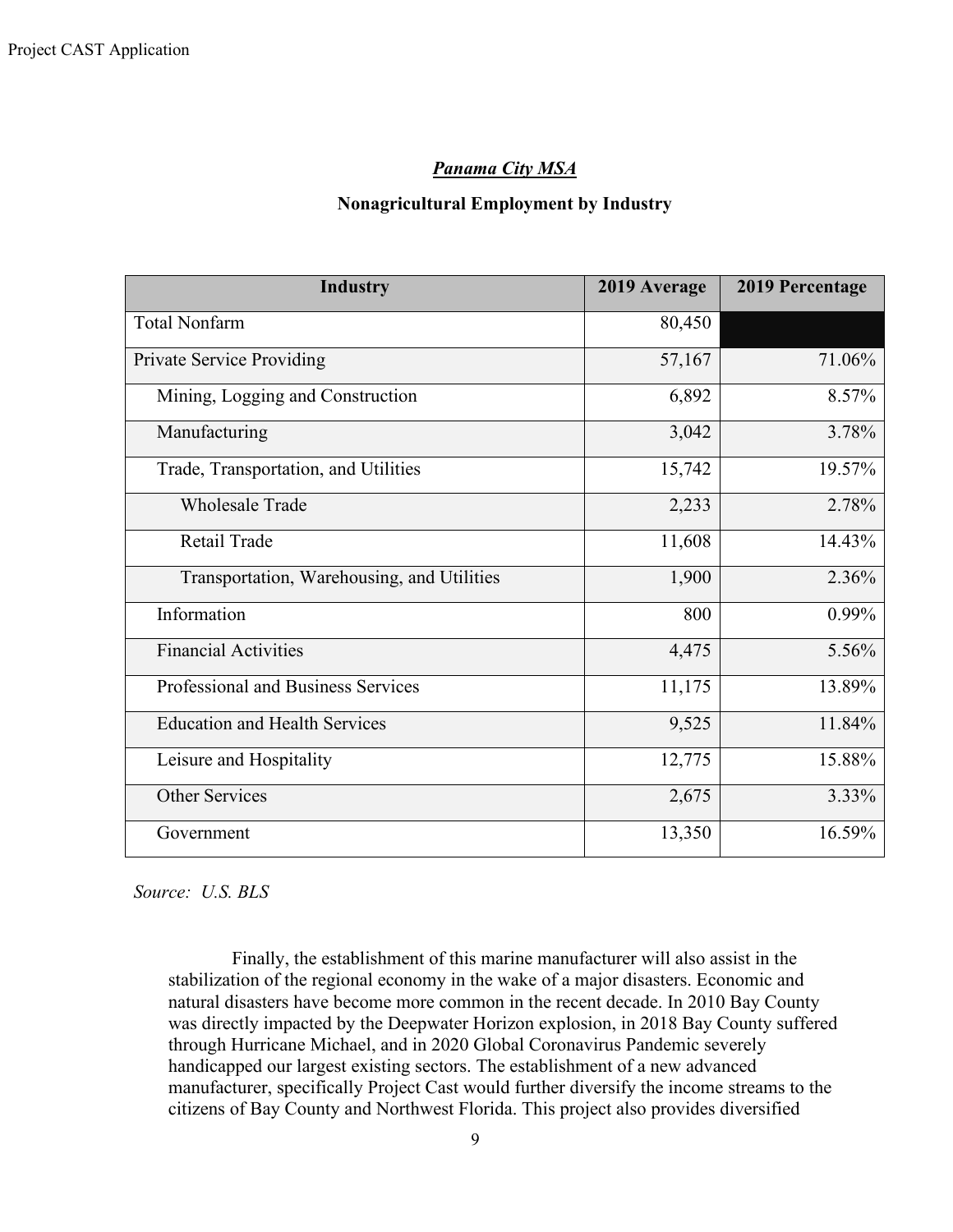***Panama City MSA***

**Nonagricultural Employment by Industry**

| Industry | 2019 Average | 2019 Percentage |
|---|---|---|
| Total Nonfarm | 80,450 | |
| Private Service Providing | 57,167 | 71.06% |
| Mining, Logging and Construction | 6,892 | 8.57% |
| Manufacturing | 3,042 | 3.78% |
| Trade, Transportation, and Utilities | 15,742 | 19.57% |
| Wholesale Trade | 2,233 | 2.78% |
| Retail Trade | 11,608 | 14.43% |
| Transportation, Warehousing, and Utilities | 1,900 | 2.36% |
| Information | 800 | 0.99% |
| Financial Activities | 4,475 | 5.56% |
| Professional and Business Services | 11,175 | 13.89% |
| Education and Health Services | 9,525 | 11.84% |
| Leisure and Hospitality | 12,775 | 15.88% |
| Other Services | 2,675 | 3.33% |
| Government | 13,350 | 16.59% |

*Source: U.S. BLS*

Finally, the establishment of this marine manufacturer will also assist in the stabilization of the regional economy in the wake of a major disasters. Economic and natural disasters have become more common in the recent decade. In 2010 Bay County was directly impacted by the Deepwater Horizon explosion, in 2018 Bay County suffered through Hurricane Michael, and in 2020 Global Coronavirus Pandemic severely handicapped our largest existing sectors. The establishment of a new advanced manufacturer, specifically Project Cast would further diversify the income streams to the citizens of Bay County and Northwest Florida. This project also provides diversified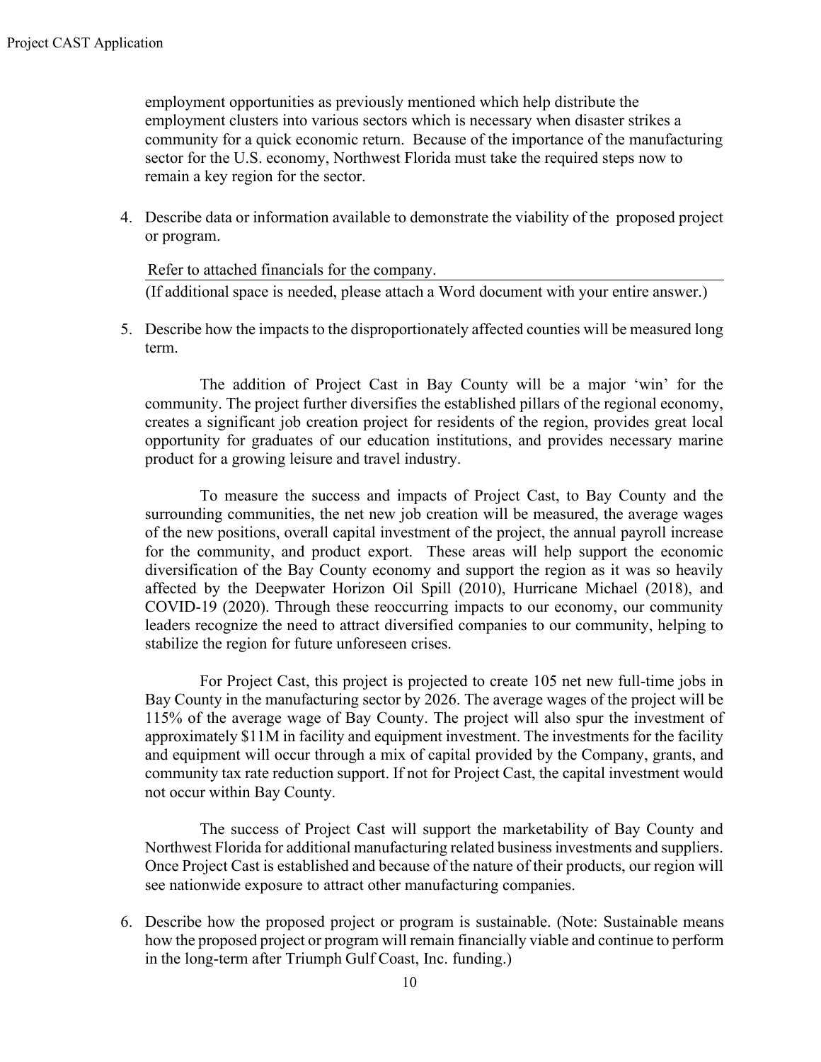employment opportunities as previously mentioned which help distribute the employment clusters into various sectors which is necessary when disaster strikes a community for a quick economic return. Because of the importance of the manufacturing sector for the U.S. economy, Northwest Florida must take the required steps now to remain a key region for the sector.

4. Describe data or information available to demonstrate the viability of the proposed project or program.

   Refer to attached financials for the company.

   (If additional space is needed, please attach a Word document with your entire answer.)

5. Describe how the impacts to the disproportionately affected counties will be measured long term.

   The addition of Project Cast in Bay County will be a major 'win' for the community. The project further diversifies the established pillars of the regional economy, creates a significant job creation project for residents of the region, provides great local opportunity for graduates of our education institutions, and provides necessary marine product for a growing leisure and travel industry.

   To measure the success and impacts of Project Cast, to Bay County and the surrounding communities, the net new job creation will be measured, the average wages of the new positions, overall capital investment of the project, the annual payroll increase for the community, and product export. These areas will help support the economic diversification of the Bay County economy and support the region as it was so heavily affected by the Deepwater Horizon Oil Spill (2010), Hurricane Michael (2018), and COVID-19 (2020). Through these reoccurring impacts to our economy, our community leaders recognize the need to attract diversified companies to our community, helping to stabilize the region for future unforeseen crises.

   For Project Cast, this project is projected to create 105 net new full-time jobs in Bay County in the manufacturing sector by 2026. The average wages of the project will be 115% of the average wage of Bay County. The project will also spur the investment of approximately \$11M in facility and equipment investment. The investments for the facility and equipment will occur through a mix of capital provided by the Company, grants, and community tax rate reduction support. If not for Project Cast, the capital investment would not occur within Bay County.

   The success of Project Cast will support the marketability of Bay County and Northwest Florida for additional manufacturing related business investments and suppliers. Once Project Cast is established and because of the nature of their products, our region will see nationwide exposure to attract other manufacturing companies.

6. Describe how the proposed project or program is sustainable. (Note: Sustainable means how the proposed project or program will remain financially viable and continue to perform in the long-term after Triumph Gulf Coast, Inc. funding.)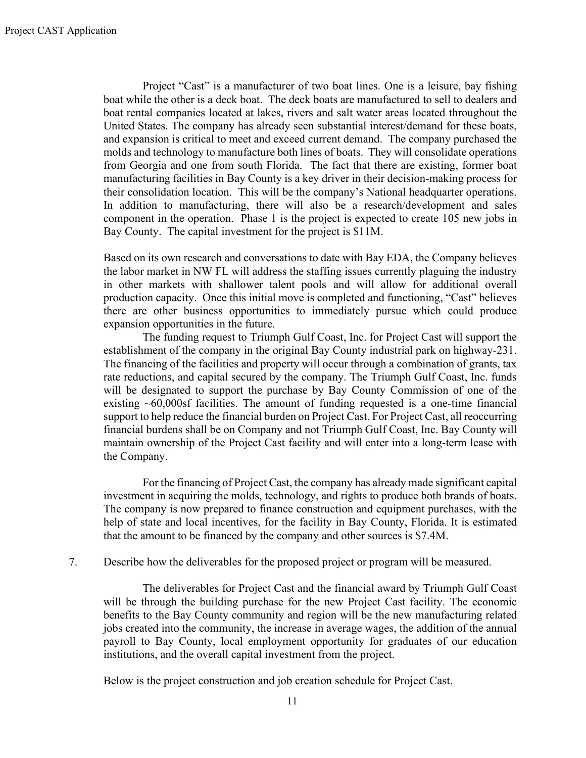Project "Cast" is a manufacturer of two boat lines. One is a leisure, bay fishing boat while the other is a deck boat. The deck boats are manufactured to sell to dealers and boat rental companies located at lakes, rivers and salt water areas located throughout the United States. The company has already seen substantial interest/demand for these boats, and expansion is critical to meet and exceed current demand. The company purchased the molds and technology to manufacture both lines of boats. They will consolidate operations from Georgia and one from south Florida. The fact that there are existing, former boat manufacturing facilities in Bay County is a key driver in their decision-making process for their consolidation location. This will be the company's National headquarter operations. In addition to manufacturing, there will also be a research/development and sales component in the operation. Phase 1 is the project is expected to create 105 new jobs in Bay County. The capital investment for the project is $11M.

Based on its own research and conversations to date with Bay EDA, the Company believes the labor market in NW FL will address the staffing issues currently plaguing the industry in other markets with shallower talent pools and will allow for additional overall production capacity. Once this initial move is completed and functioning, "Cast" believes there are other business opportunities to immediately pursue which could produce expansion opportunities in the future.

The funding request to Triumph Gulf Coast, Inc. for Project Cast will support the establishment of the company in the original Bay County industrial park on highway-231. The financing of the facilities and property will occur through a combination of grants, tax rate reductions, and capital secured by the company. The Triumph Gulf Coast, Inc. funds will be designated to support the purchase by Bay County Commission of one of the existing ~60,000sf facilities. The amount of funding requested is a one-time financial support to help reduce the financial burden on Project Cast. For Project Cast, all reoccurring financial burdens shall be on Company and not Triumph Gulf Coast, Inc. Bay County will maintain ownership of the Project Cast facility and will enter into a long-term lease with the Company.

For the financing of Project Cast, the company has already made significant capital investment in acquiring the molds, technology, and rights to produce both brands of boats. The company is now prepared to finance construction and equipment purchases, with the help of state and local incentives, for the facility in Bay County, Florida. It is estimated that the amount to be financed by the company and other sources is $7.4M.

7. Describe how the deliverables for the proposed project or program will be measured.

The deliverables for Project Cast and the financial award by Triumph Gulf Coast will be through the building purchase for the new Project Cast facility. The economic benefits to the Bay County community and region will be the new manufacturing related jobs created into the community, the increase in average wages, the addition of the annual payroll to Bay County, local employment opportunity for graduates of our education institutions, and the overall capital investment from the project.

Below is the project construction and job creation schedule for Project Cast.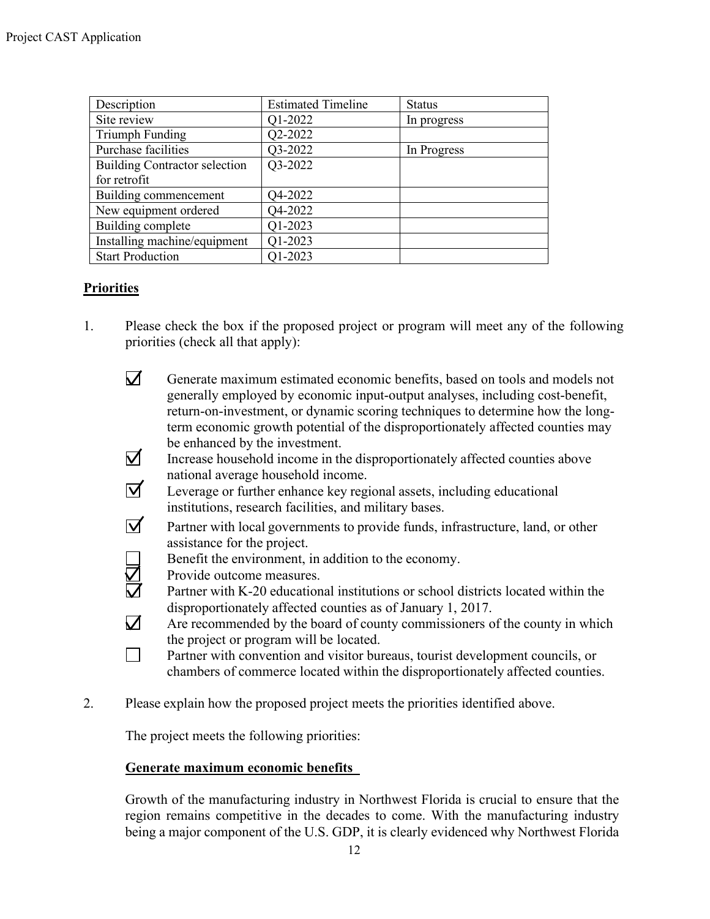| Description | Estimated Timeline | Status |
|---|---|---|
| Site review | Q1-2022 | In progress |
| Triumph Funding | Q2-2022 | |
| Purchase facilities | Q3-2022 | In Progress |
| Building Contractor selection for retrofit | Q3-2022 | |
| Building commencement | Q4-2022 | |
| New equipment ordered | Q4-2022 | |
| Building complete | Q1-2023 | |
| Installing machine/equipment | Q1-2023 | |
| Start Production | Q1-2023 | |

**Priorities**

1. Please check the box if the proposed project or program will meet any of the following priorities (check all that apply):

   - ☑ Generate maximum estimated economic benefits, based on tools and models not generally employed by economic input-output analyses, including cost-benefit, return-on-investment, or dynamic scoring techniques to determine how the long-term economic growth potential of the disproportionately affected counties may be enhanced by the investment.
   - ☑ Increase household income in the disproportionately affected counties above national average household income.
   - ☑ Leverage or further enhance key regional assets, including educational institutions, research facilities, and military bases.
   - ☑ Partner with local governments to provide funds, infrastructure, land, or other assistance for the project.
   - ☐ Benefit the environment, in addition to the economy.
   - ☑ Provide outcome measures.
   - ☑ Partner with K-20 educational institutions or school districts located within the disproportionately affected counties as of January 1, 2017.
   - ☑ Are recommended by the board of county commissioners of the county in which the project or program will be located.
   - ☐ Partner with convention and visitor bureaus, tourist development councils, or chambers of commerce located within the disproportionately affected counties.

2. Please explain how the proposed project meets the priorities identified above.

   The project meets the following priorities:

   **Generate maximum economic benefits**

   Growth of the manufacturing industry in Northwest Florida is crucial to ensure that the region remains competitive in the decades to come. With the manufacturing industry being a major component of the U.S. GDP, it is clearly evidenced why Northwest Florida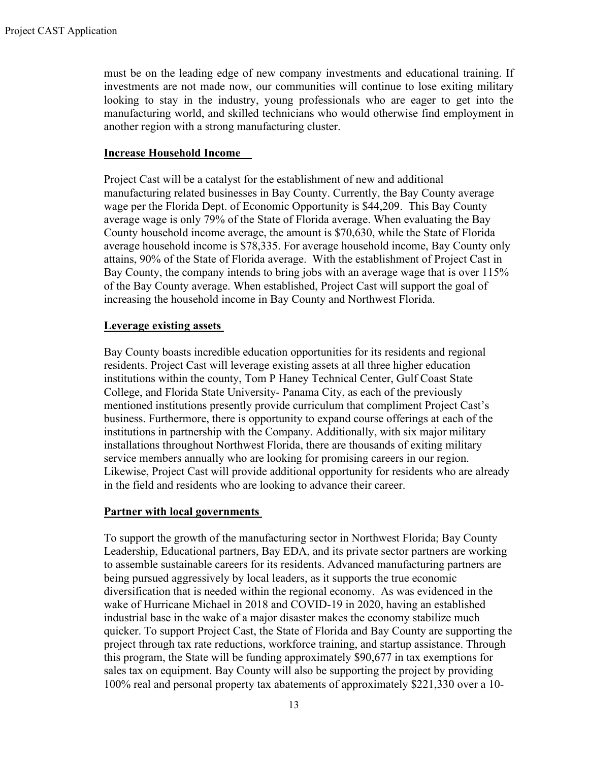must be on the leading edge of new company investments and educational training. If investments are not made now, our communities will continue to lose exiting military looking to stay in the industry, young professionals who are eager to get into the manufacturing world, and skilled technicians who would otherwise find employment in another region with a strong manufacturing cluster.

**Increase Household Income**

Project Cast will be a catalyst for the establishment of new and additional manufacturing related businesses in Bay County. Currently, the Bay County average wage per the Florida Dept. of Economic Opportunity is $44,209. This Bay County average wage is only 79% of the State of Florida average. When evaluating the Bay County household income average, the amount is $70,630, while the State of Florida average household income is $78,335. For average household income, Bay County only attains, 90% of the State of Florida average. With the establishment of Project Cast in Bay County, the company intends to bring jobs with an average wage that is over 115% of the Bay County average. When established, Project Cast will support the goal of increasing the household income in Bay County and Northwest Florida.

**Leverage existing assets**

Bay County boasts incredible education opportunities for its residents and regional residents. Project Cast will leverage existing assets at all three higher education institutions within the county, Tom P Haney Technical Center, Gulf Coast State College, and Florida State University- Panama City, as each of the previously mentioned institutions presently provide curriculum that compliment Project Cast's business. Furthermore, there is opportunity to expand course offerings at each of the institutions in partnership with the Company. Additionally, with six major military installations throughout Northwest Florida, there are thousands of exiting military service members annually who are looking for promising careers in our region. Likewise, Project Cast will provide additional opportunity for residents who are already in the field and residents who are looking to advance their career.

**Partner with local governments**

To support the growth of the manufacturing sector in Northwest Florida; Bay County Leadership, Educational partners, Bay EDA, and its private sector partners are working to assemble sustainable careers for its residents. Advanced manufacturing partners are being pursued aggressively by local leaders, as it supports the true economic diversification that is needed within the regional economy. As was evidenced in the wake of Hurricane Michael in 2018 and COVID-19 in 2020, having an established industrial base in the wake of a major disaster makes the economy stabilize much quicker. To support Project Cast, the State of Florida and Bay County are supporting the project through tax rate reductions, workforce training, and startup assistance. Through this program, the State will be funding approximately $90,677 in tax exemptions for sales tax on equipment. Bay County will also be supporting the project by providing 100% real and personal property tax abatements of approximately $221,330 over a 10-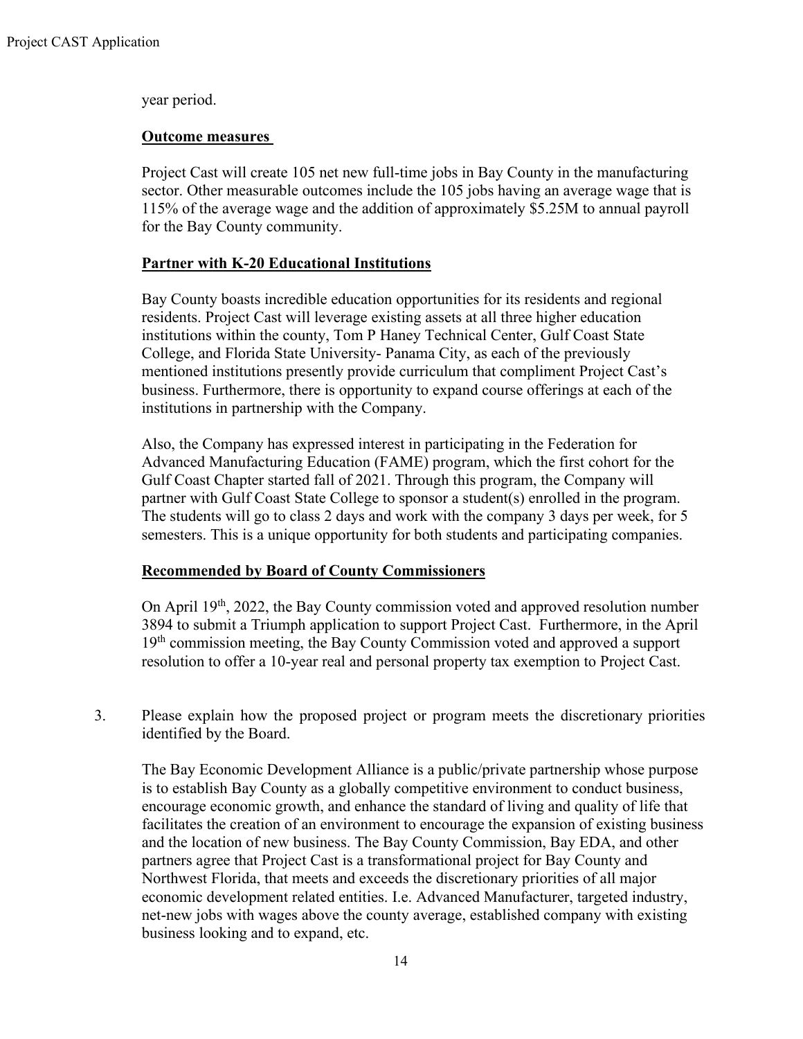year period.

**Outcome measures**

Project Cast will create 105 net new full-time jobs in Bay County in the manufacturing sector. Other measurable outcomes include the 105 jobs having an average wage that is 115% of the average wage and the addition of approximately $5.25M to annual payroll for the Bay County community.

**Partner with K-20 Educational Institutions**

Bay County boasts incredible education opportunities for its residents and regional residents. Project Cast will leverage existing assets at all three higher education institutions within the county, Tom P Haney Technical Center, Gulf Coast State College, and Florida State University- Panama City, as each of the previously mentioned institutions presently provide curriculum that compliment Project Cast's business. Furthermore, there is opportunity to expand course offerings at each of the institutions in partnership with the Company.

Also, the Company has expressed interest in participating in the Federation for Advanced Manufacturing Education (FAME) program, which the first cohort for the Gulf Coast Chapter started fall of 2021. Through this program, the Company will partner with Gulf Coast State College to sponsor a student(s) enrolled in the program. The students will go to class 2 days and work with the company 3 days per week, for 5 semesters. This is a unique opportunity for both students and participating companies.

**Recommended by Board of County Commissioners**

On April 19th, 2022, the Bay County commission voted and approved resolution number 3894 to submit a Triumph application to support Project Cast. Furthermore, in the April 19th commission meeting, the Bay County Commission voted and approved a support resolution to offer a 10-year real and personal property tax exemption to Project Cast.

3. Please explain how the proposed project or program meets the discretionary priorities identified by the Board.

   The Bay Economic Development Alliance is a public/private partnership whose purpose is to establish Bay County as a globally competitive environment to conduct business, encourage economic growth, and enhance the standard of living and quality of life that facilitates the creation of an environment to encourage the expansion of existing business and the location of new business. The Bay County Commission, Bay EDA, and other partners agree that Project Cast is a transformational project for Bay County and Northwest Florida, that meets and exceeds the discretionary priorities of all major economic development related entities. I.e. Advanced Manufacturer, targeted industry, net-new jobs with wages above the county average, established company with existing business looking and to expand, etc.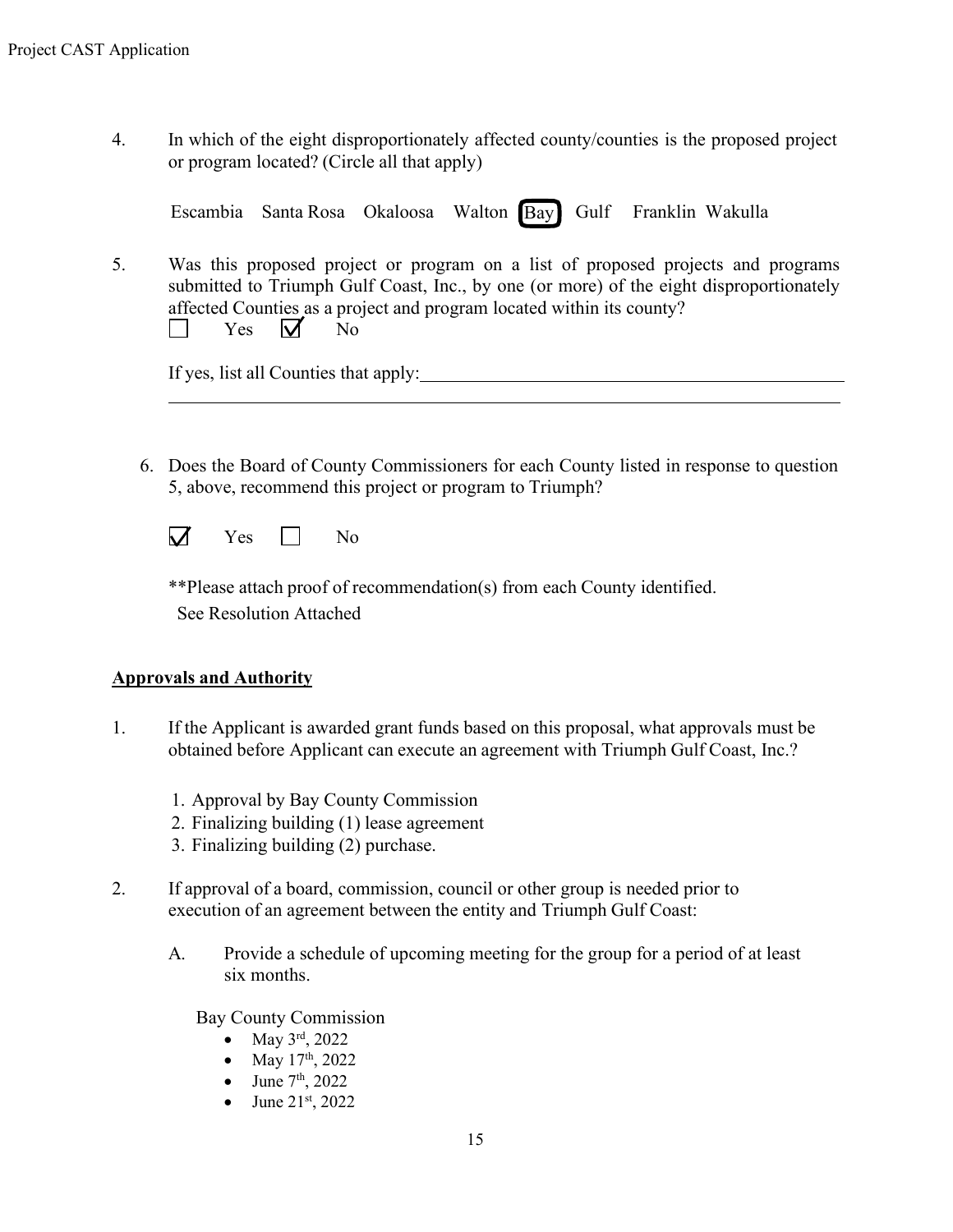4. In which of the eight disproportionately affected county/counties is the proposed project or program located? (Circle all that apply)

   Escambia   Santa Rosa   Okaloosa   Walton   **[Bay]**   Gulf   Franklin   Wakulla

5. Was this proposed project or program on a list of proposed projects and programs submitted to Triumph Gulf Coast, Inc., by one (or more) of the eight disproportionately affected Counties as a project and program located within its county?

   ☐ Yes   ☑ No

   If yes, list all Counties that apply: ______________________________

6. Does the Board of County Commissioners for each County listed in response to question 5, above, recommend this project or program to Triumph?

   ☑ Yes   ☐ No

   **Please attach proof of recommendation(s) from each County identified.
   See Resolution Attached

## Approvals and Authority

1. If the Applicant is awarded grant funds based on this proposal, what approvals must be obtained before Applicant can execute an agreement with Triumph Gulf Coast, Inc.?

   1. Approval by Bay County Commission
   2. Finalizing building (1) lease agreement
   3. Finalizing building (2) purchase.

2. If approval of a board, commission, council or other group is needed prior to execution of an agreement between the entity and Triumph Gulf Coast:

   A. Provide a schedule of upcoming meeting for the group for a period of at least six months.

      Bay County Commission
      - May 3rd, 2022
      - May 17th, 2022
      - June 7th, 2022
      - June 21st, 2022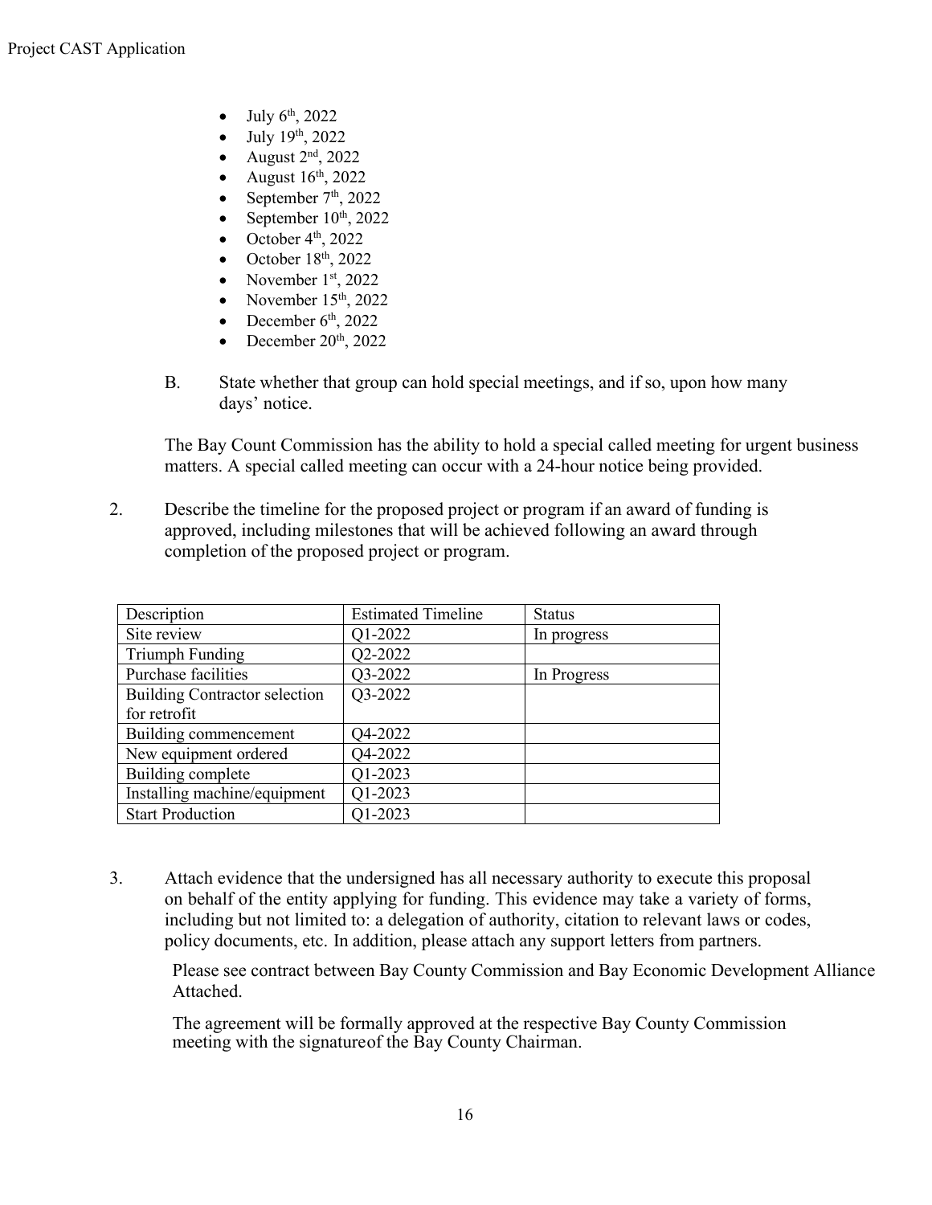- July 6th, 2022
- July 19th, 2022
- August 2nd, 2022
- August 16th, 2022
- September 7th, 2022
- September 10th, 2022
- October 4th, 2022
- October 18th, 2022
- November 1st, 2022
- November 15th, 2022
- December 6th, 2022
- December 20th, 2022

B. State whether that group can hold special meetings, and if so, upon how many days' notice.

The Bay Count Commission has the ability to hold a special called meeting for urgent business matters. A special called meeting can occur with a 24-hour notice being provided.

2. Describe the timeline for the proposed project or program if an award of funding is approved, including milestones that will be achieved following an award through completion of the proposed project or program.

| Description | Estimated Timeline | Status |
|---|---|---|
| Site review | Q1-2022 | In progress |
| Triumph Funding | Q2-2022 | |
| Purchase facilities | Q3-2022 | In Progress |
| Building Contractor selection for retrofit | Q3-2022 | |
| Building commencement | Q4-2022 | |
| New equipment ordered | Q4-2022 | |
| Building complete | Q1-2023 | |
| Installing machine/equipment | Q1-2023 | |
| Start Production | Q1-2023 | |

3. Attach evidence that the undersigned has all necessary authority to execute this proposal on behalf of the entity applying for funding. This evidence may take a variety of forms, including but not limited to: a delegation of authority, citation to relevant laws or codes, policy documents, etc. In addition, please attach any support letters from partners.

Please see contract between Bay County Commission and Bay Economic Development Alliance Attached.

The agreement will be formally approved at the respective Bay County Commission meeting with the signatureof the Bay County Chairman.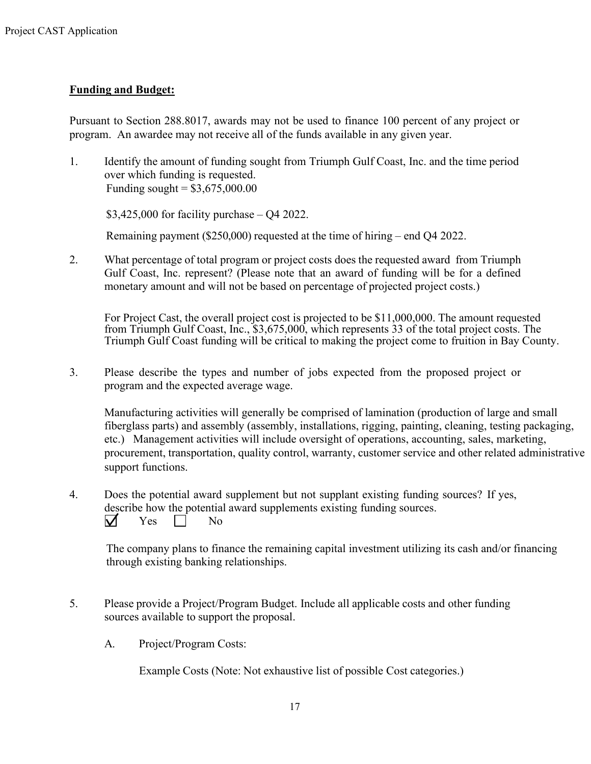**Funding and Budget:**

Pursuant to Section 288.8017, awards may not be used to finance 100 percent of any project or program. An awardee may not receive all of the funds available in any given year.

1. Identify the amount of funding sought from Triumph Gulf Coast, Inc. and the time period over which funding is requested.
   Funding sought = $3,675,000.00

   $3,425,000 for facility purchase – Q4 2022.

   Remaining payment ($250,000) requested at the time of hiring – end Q4 2022.

2. What percentage of total program or project costs does the requested award from Triumph Gulf Coast, Inc. represent? (Please note that an award of funding will be for a defined monetary amount and will not be based on percentage of projected project costs.)

   For Project Cast, the overall project cost is projected to be $11,000,000. The amount requested from Triumph Gulf Coast, Inc., $3,675,000, which represents 33 of the total project costs. The Triumph Gulf Coast funding will be critical to making the project come to fruition in Bay County.

3. Please describe the types and number of jobs expected from the proposed project or program and the expected average wage.

   Manufacturing activities will generally be comprised of lamination (production of large and small fiberglass parts) and assembly (assembly, installations, rigging, painting, cleaning, testing packaging, etc.) Management activities will include oversight of operations, accounting, sales, marketing, procurement, transportation, quality control, warranty, customer service and other related administrative support functions.

4. Does the potential award supplement but not supplant existing funding sources? If yes, describe how the potential award supplements existing funding sources.
   ☑ Yes ☐ No

   The company plans to finance the remaining capital investment utilizing its cash and/or financing through existing banking relationships.

5. Please provide a Project/Program Budget. Include all applicable costs and other funding sources available to support the proposal.

   A. Project/Program Costs:

      Example Costs (Note: Not exhaustive list of possible Cost categories.)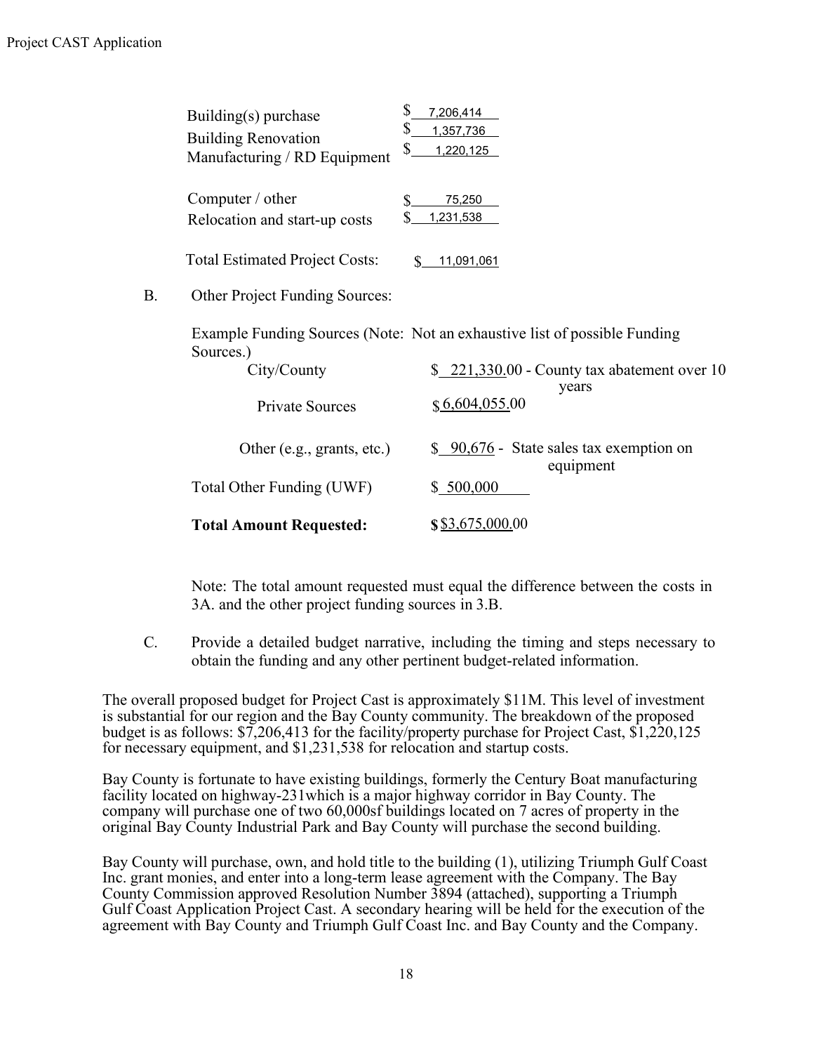| | |
|---|---|
| Building(s) purchase | $ 7,206,414 |
| Building Renovation | $ 1,357,736 |
| Manufacturing / RD Equipment | $ 1,220,125 |
| Computer / other | $ 75,250 |
| Relocation and start-up costs | $ 1,231,538 |
| Total Estimated Project Costs: | $ 11,091,061 |

B. Other Project Funding Sources:

Example Funding Sources (Note: Not an exhaustive list of possible Funding Sources.)

| | |
|---|---|
| City/County | $ 221,330.00 - County tax abatement over 10 years |
| Private Sources | $ 6,604,055.00 |
| Other (e.g., grants, etc.) | $ 90,676 - State sales tax exemption on equipment |
| Total Other Funding (UWF) | $ 500,000 |
| **Total Amount Requested:** | **$** $3,675,000.00 |

Note: The total amount requested must equal the difference between the costs in 3A. and the other project funding sources in 3.B.

C. Provide a detailed budget narrative, including the timing and steps necessary to obtain the funding and any other pertinent budget-related information.

The overall proposed budget for Project Cast is approximately $11M. This level of investment is substantial for our region and the Bay County community. The breakdown of the proposed budget is as follows: $7,206,413 for the facility/property purchase for Project Cast, $1,220,125 for necessary equipment, and $1,231,538 for relocation and startup costs.

Bay County is fortunate to have existing buildings, formerly the Century Boat manufacturing facility located on highway-231which is a major highway corridor in Bay County. The company will purchase one of two 60,000sf buildings located on 7 acres of property in the original Bay County Industrial Park and Bay County will purchase the second building.

Bay County will purchase, own, and hold title to the building (1), utilizing Triumph Gulf Coast Inc. grant monies, and enter into a long-term lease agreement with the Company. The Bay County Commission approved Resolution Number 3894 (attached), supporting a Triumph Gulf Coast Application Project Cast. A secondary hearing will be held for the execution of the agreement with Bay County and Triumph Gulf Coast Inc. and Bay County and the Company.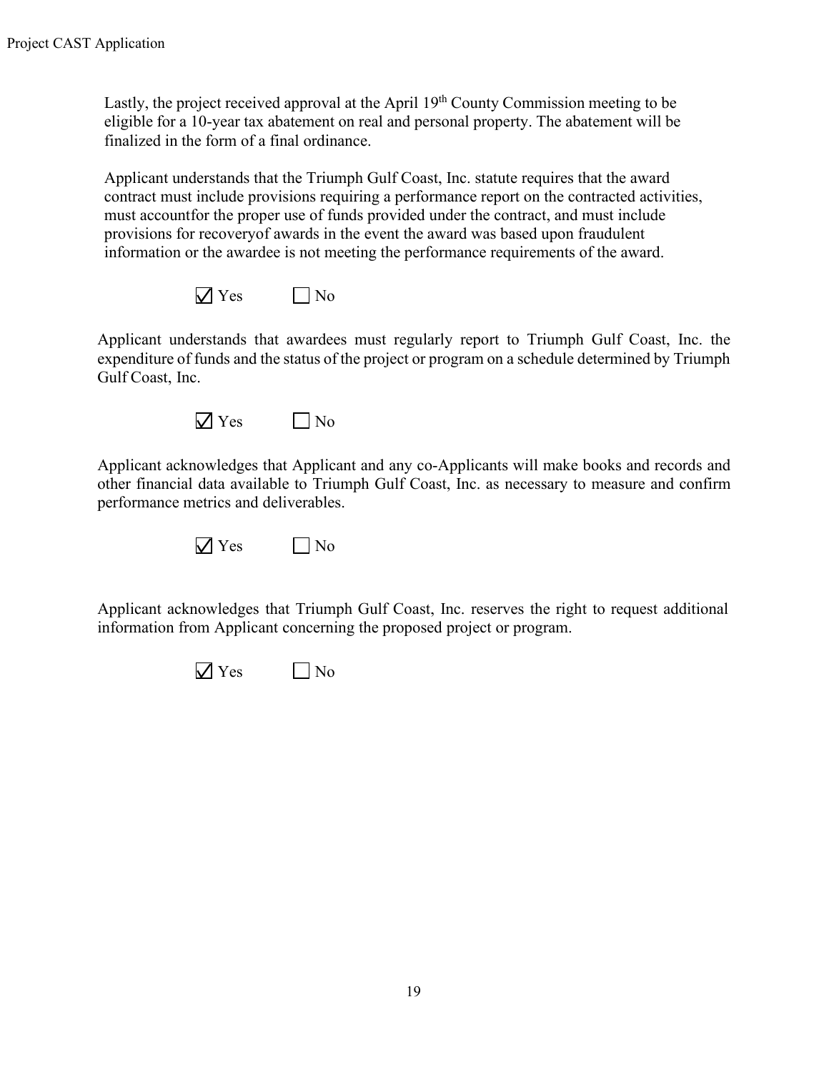Lastly, the project received approval at the April 19th County Commission meeting to be eligible for a 10-year tax abatement on real and personal property. The abatement will be finalized in the form of a final ordinance.

Applicant understands that the Triumph Gulf Coast, Inc. statute requires that the award contract must include provisions requiring a performance report on the contracted activities, must accountfor the proper use of funds provided under the contract, and must include provisions for recoveryof awards in the event the award was based upon fraudulent information or the awardee is not meeting the performance requirements of the award.

☑ Yes ☐ No

Applicant understands that awardees must regularly report to Triumph Gulf Coast, Inc. the expenditure of funds and the status of the project or program on a schedule determined by Triumph Gulf Coast, Inc.

☑ Yes ☐ No

Applicant acknowledges that Applicant and any co-Applicants will make books and records and other financial data available to Triumph Gulf Coast, Inc. as necessary to measure and confirm performance metrics and deliverables.

☑ Yes ☐ No

Applicant acknowledges that Triumph Gulf Coast, Inc. reserves the right to request additional information from Applicant concerning the proposed project or program.

☑ Yes ☐ No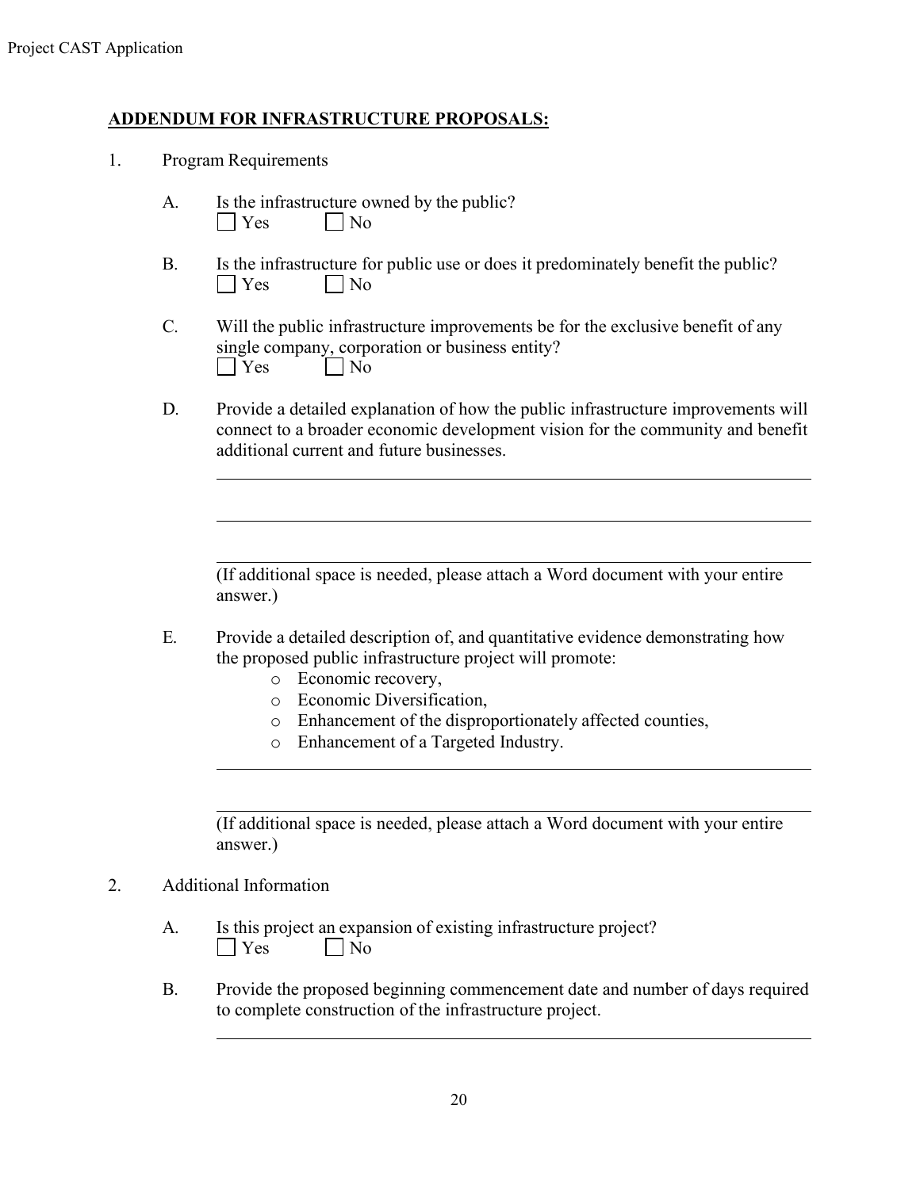## ADDENDUM FOR INFRASTRUCTURE PROPOSALS:

1. Program Requirements

   A. Is the infrastructure owned by the public?
   ☐ Yes ☐ No

   B. Is the infrastructure for public use or does it predominately benefit the public?
   ☐ Yes ☐ No

   C. Will the public infrastructure improvements be for the exclusive benefit of any single company, corporation or business entity?
   ☐ Yes ☐ No

   D. Provide a detailed explanation of how the public infrastructure improvements will connect to a broader economic development vision for the community and benefit additional current and future businesses.

   ______________________________________________________________________

   ______________________________________________________________________

   ______________________________________________________________________

   (If additional space is needed, please attach a Word document with your entire answer.)

   E. Provide a detailed description of, and quantitative evidence demonstrating how the proposed public infrastructure project will promote:
      - Economic recovery,
      - Economic Diversification,
      - Enhancement of the disproportionately affected counties,
      - Enhancement of a Targeted Industry.

   ______________________________________________________________________

   ______________________________________________________________________

   (If additional space is needed, please attach a Word document with your entire answer.)

2. Additional Information

   A. Is this project an expansion of existing infrastructure project?
   ☐ Yes ☐ No

   B. Provide the proposed beginning commencement date and number of days required to complete construction of the infrastructure project.

   ______________________________________________________________________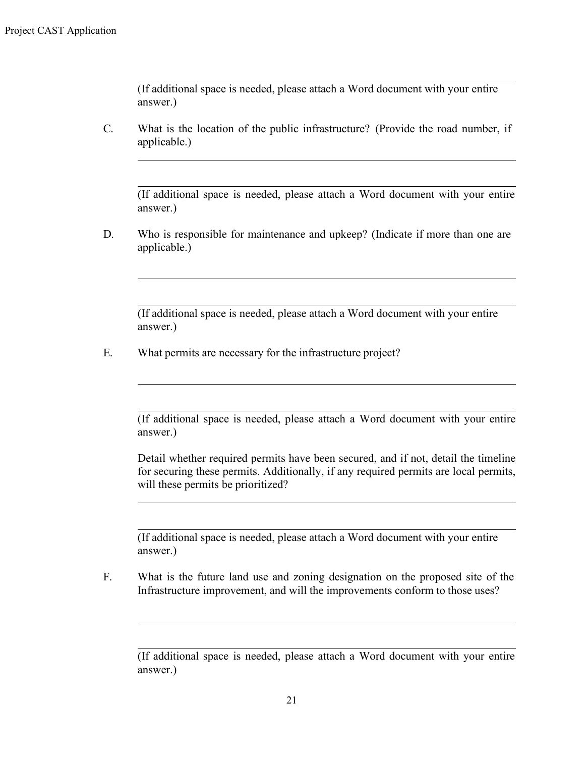(If additional space is needed, please attach a Word document with your entire answer.)

C. What is the location of the public infrastructure? (Provide the road number, if applicable.)

______________________________________________________________________

______________________________________________________________________

(If additional space is needed, please attach a Word document with your entire answer.)

D. Who is responsible for maintenance and upkeep? (Indicate if more than one are applicable.)

______________________________________________________________________

______________________________________________________________________

(If additional space is needed, please attach a Word document with your entire answer.)

E. What permits are necessary for the infrastructure project?

______________________________________________________________________

______________________________________________________________________

(If additional space is needed, please attach a Word document with your entire answer.)

Detail whether required permits have been secured, and if not, detail the timeline for securing these permits. Additionally, if any required permits are local permits, will these permits be prioritized?

______________________________________________________________________

______________________________________________________________________

(If additional space is needed, please attach a Word document with your entire answer.)

F. What is the future land use and zoning designation on the proposed site of the Infrastructure improvement, and will the improvements conform to those uses?

______________________________________________________________________

______________________________________________________________________

(If additional space is needed, please attach a Word document with your entire answer.)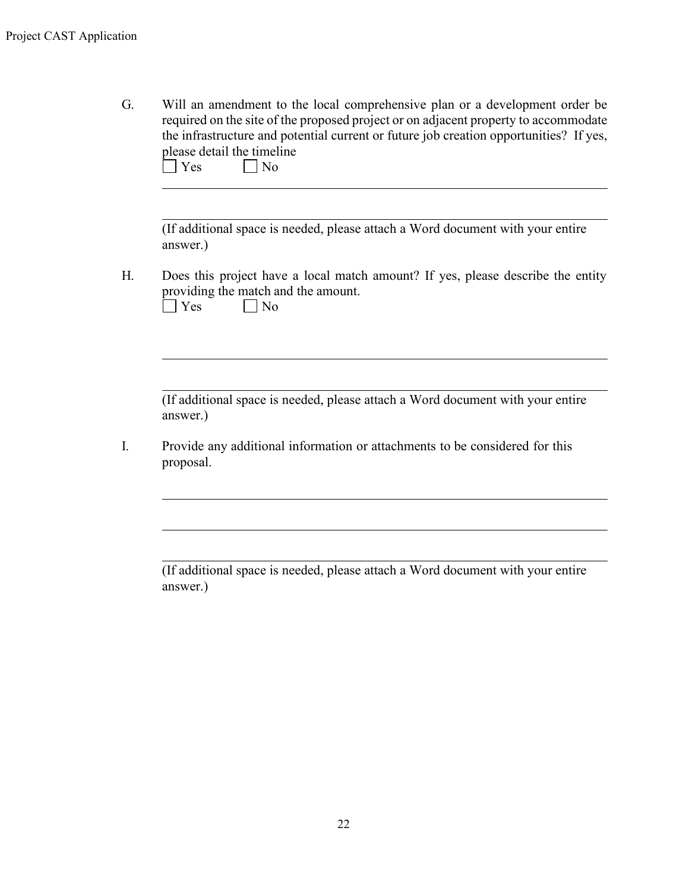G. Will an amendment to the local comprehensive plan or a development order be required on the site of the proposed project or on adjacent property to accommodate the infrastructure and potential current or future job creation opportunities? If yes, please detail the timeline

☐ Yes ☐ No

\_\_\_\_\_\_\_\_\_\_\_\_\_\_\_\_\_\_\_\_\_\_\_\_\_\_\_\_\_\_\_\_\_\_\_\_\_\_\_\_\_\_\_\_\_\_\_\_\_\_\_\_\_\_\_\_\_\_\_\_

\_\_\_\_\_\_\_\_\_\_\_\_\_\_\_\_\_\_\_\_\_\_\_\_\_\_\_\_\_\_\_\_\_\_\_\_\_\_\_\_\_\_\_\_\_\_\_\_\_\_\_\_\_\_\_\_\_\_\_\_

(If additional space is needed, please attach a Word document with your entire answer.)

H. Does this project have a local match amount? If yes, please describe the entity providing the match and the amount.

☐ Yes ☐ No

\_\_\_\_\_\_\_\_\_\_\_\_\_\_\_\_\_\_\_\_\_\_\_\_\_\_\_\_\_\_\_\_\_\_\_\_\_\_\_\_\_\_\_\_\_\_\_\_\_\_\_\_\_\_\_\_\_\_\_\_

\_\_\_\_\_\_\_\_\_\_\_\_\_\_\_\_\_\_\_\_\_\_\_\_\_\_\_\_\_\_\_\_\_\_\_\_\_\_\_\_\_\_\_\_\_\_\_\_\_\_\_\_\_\_\_\_\_\_\_\_

(If additional space is needed, please attach a Word document with your entire answer.)

I. Provide any additional information or attachments to be considered for this proposal.

\_\_\_\_\_\_\_\_\_\_\_\_\_\_\_\_\_\_\_\_\_\_\_\_\_\_\_\_\_\_\_\_\_\_\_\_\_\_\_\_\_\_\_\_\_\_\_\_\_\_\_\_\_\_\_\_\_\_\_\_

\_\_\_\_\_\_\_\_\_\_\_\_\_\_\_\_\_\_\_\_\_\_\_\_\_\_\_\_\_\_\_\_\_\_\_\_\_\_\_\_\_\_\_\_\_\_\_\_\_\_\_\_\_\_\_\_\_\_\_\_

\_\_\_\_\_\_\_\_\_\_\_\_\_\_\_\_\_\_\_\_\_\_\_\_\_\_\_\_\_\_\_\_\_\_\_\_\_\_\_\_\_\_\_\_\_\_\_\_\_\_\_\_\_\_\_\_\_\_\_\_

(If additional space is needed, please attach a Word document with your entire answer.)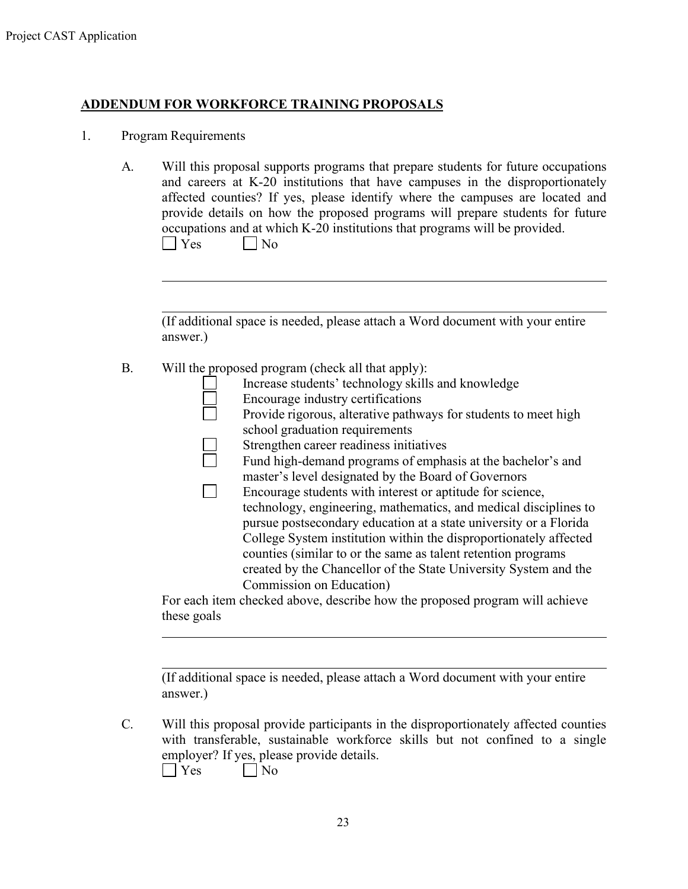## ADDENDUM FOR WORKFORCE TRAINING PROPOSALS

1. Program Requirements

   A. Will this proposal supports programs that prepare students for future occupations and careers at K-20 institutions that have campuses in the disproportionately affected counties? If yes, please identify where the campuses are located and provide details on how the proposed programs will prepare students for future occupations and at which K-20 institutions that programs will be provided.

   ☐ Yes ☐ No

   ______________________________________________________________

   ______________________________________________________________

   (If additional space is needed, please attach a Word document with your entire answer.)

   B. Will the proposed program (check all that apply):

   ☐ Increase students' technology skills and knowledge
   ☐ Encourage industry certifications
   ☐ Provide rigorous, alterative pathways for students to meet high school graduation requirements
   ☐ Strengthen career readiness initiatives
   ☐ Fund high-demand programs of emphasis at the bachelor's and master's level designated by the Board of Governors
   ☐ Encourage students with interest or aptitude for science, technology, engineering, mathematics, and medical disciplines to pursue postsecondary education at a state university or a Florida College System institution within the disproportionately affected counties (similar to or the same as talent retention programs created by the Chancellor of the State University System and the Commission on Education)

   For each item checked above, describe how the proposed program will achieve these goals

   ______________________________________________________________

   ______________________________________________________________

   (If additional space is needed, please attach a Word document with your entire answer.)

   C. Will this proposal provide participants in the disproportionately affected counties with transferable, sustainable workforce skills but not confined to a single employer? If yes, please provide details.

   ☐ Yes ☐ No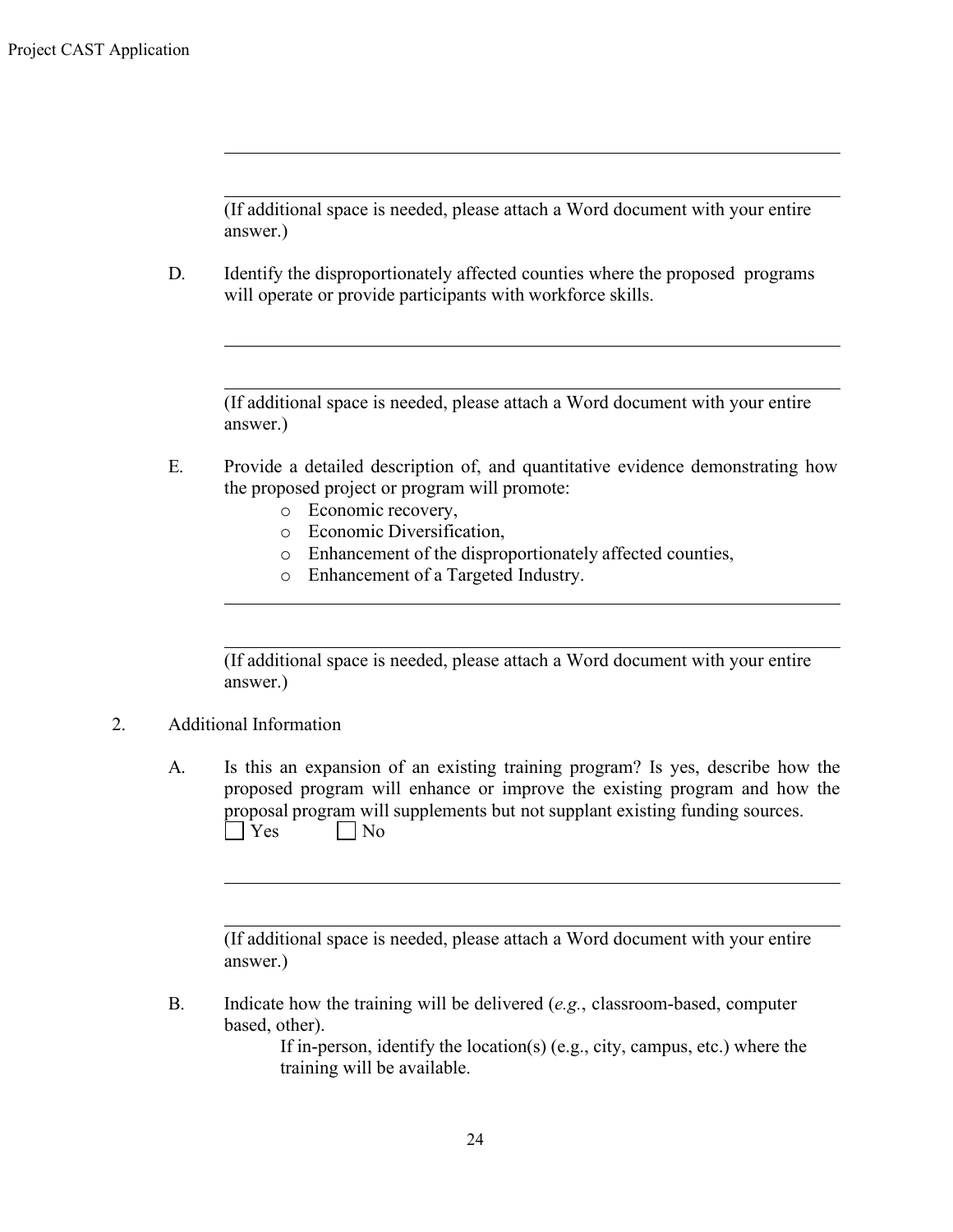(If additional space is needed, please attach a Word document with your entire answer.)

D. Identify the disproportionately affected counties where the proposed programs will operate or provide participants with workforce skills.

(If additional space is needed, please attach a Word document with your entire answer.)

E. Provide a detailed description of, and quantitative evidence demonstrating how the proposed project or program will promote:
   - Economic recovery,
   - Economic Diversification,
   - Enhancement of the disproportionately affected counties,
   - Enhancement of a Targeted Industry.

(If additional space is needed, please attach a Word document with your entire answer.)

2. Additional Information

A. Is this an expansion of an existing training program? Is yes, describe how the proposed program will enhance or improve the existing program and how the proposal program will supplements but not supplant existing funding sources.
☐ Yes ☐ No

(If additional space is needed, please attach a Word document with your entire answer.)

B. Indicate how the training will be delivered (*e.g.*, classroom-based, computer based, other).
   If in-person, identify the location(s) (e.g., city, campus, etc.) where the training will be available.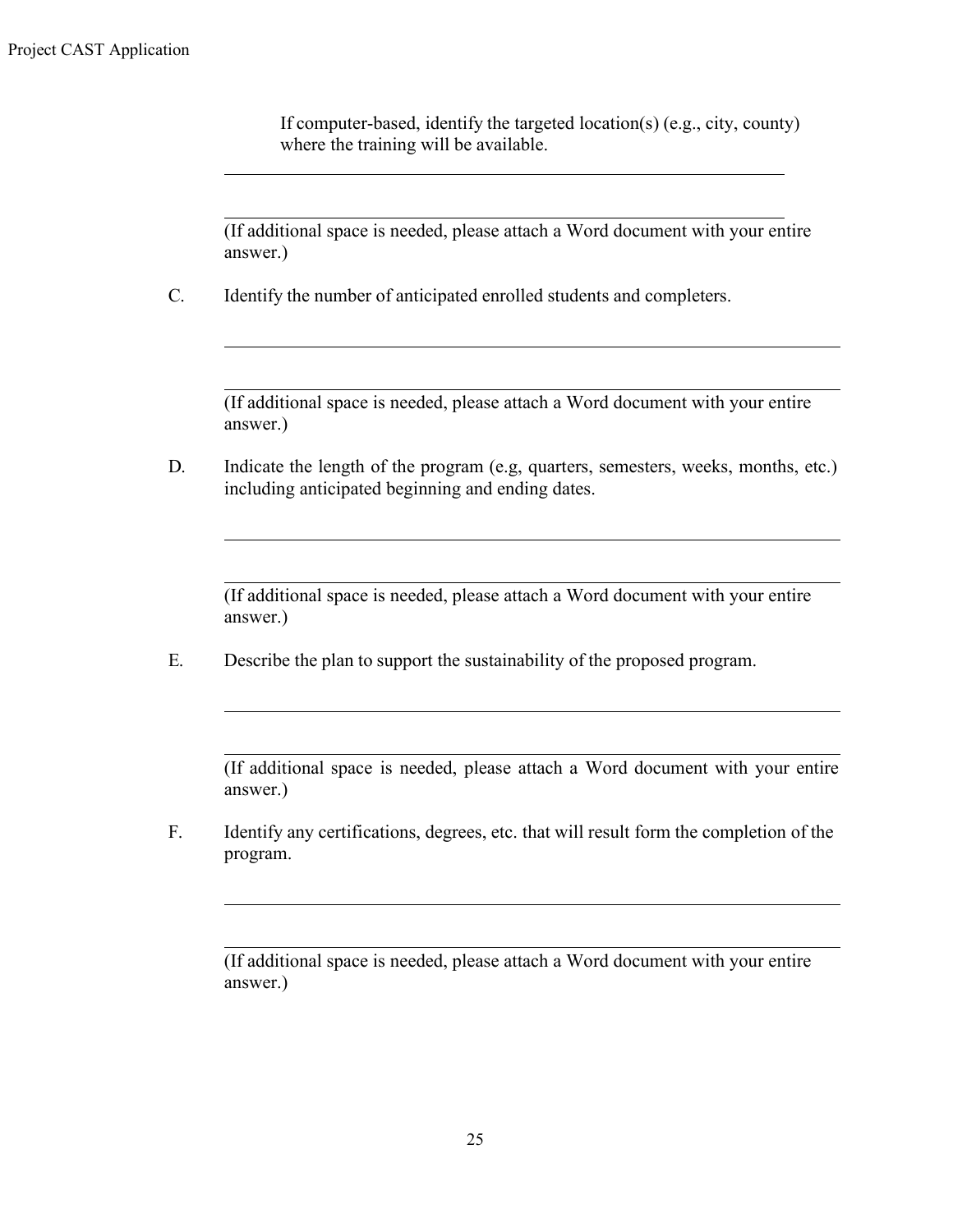If computer-based, identify the targeted location(s) (e.g., city, county) where the training will be available.

\_\_\_\_\_\_\_\_\_\_\_\_\_\_\_\_\_\_\_\_\_\_\_\_\_\_\_\_\_\_\_\_\_\_\_\_\_\_\_\_\_\_\_\_\_\_\_\_\_\_\_\_\_\_\_\_\_\_\_\_

\_\_\_\_\_\_\_\_\_\_\_\_\_\_\_\_\_\_\_\_\_\_\_\_\_\_\_\_\_\_\_\_\_\_\_\_\_\_\_\_\_\_\_\_\_\_\_\_\_\_\_\_\_\_\_\_\_\_\_\_

(If additional space is needed, please attach a Word document with your entire answer.)

C. Identify the number of anticipated enrolled students and completers.

\_\_\_\_\_\_\_\_\_\_\_\_\_\_\_\_\_\_\_\_\_\_\_\_\_\_\_\_\_\_\_\_\_\_\_\_\_\_\_\_\_\_\_\_\_\_\_\_\_\_\_\_\_\_\_\_\_\_\_\_

\_\_\_\_\_\_\_\_\_\_\_\_\_\_\_\_\_\_\_\_\_\_\_\_\_\_\_\_\_\_\_\_\_\_\_\_\_\_\_\_\_\_\_\_\_\_\_\_\_\_\_\_\_\_\_\_\_\_\_\_

(If additional space is needed, please attach a Word document with your entire answer.)

D. Indicate the length of the program (e.g, quarters, semesters, weeks, months, etc.) including anticipated beginning and ending dates.

\_\_\_\_\_\_\_\_\_\_\_\_\_\_\_\_\_\_\_\_\_\_\_\_\_\_\_\_\_\_\_\_\_\_\_\_\_\_\_\_\_\_\_\_\_\_\_\_\_\_\_\_\_\_\_\_\_\_\_\_

\_\_\_\_\_\_\_\_\_\_\_\_\_\_\_\_\_\_\_\_\_\_\_\_\_\_\_\_\_\_\_\_\_\_\_\_\_\_\_\_\_\_\_\_\_\_\_\_\_\_\_\_\_\_\_\_\_\_\_\_

(If additional space is needed, please attach a Word document with your entire answer.)

E. Describe the plan to support the sustainability of the proposed program.

\_\_\_\_\_\_\_\_\_\_\_\_\_\_\_\_\_\_\_\_\_\_\_\_\_\_\_\_\_\_\_\_\_\_\_\_\_\_\_\_\_\_\_\_\_\_\_\_\_\_\_\_\_\_\_\_\_\_\_\_

\_\_\_\_\_\_\_\_\_\_\_\_\_\_\_\_\_\_\_\_\_\_\_\_\_\_\_\_\_\_\_\_\_\_\_\_\_\_\_\_\_\_\_\_\_\_\_\_\_\_\_\_\_\_\_\_\_\_\_\_

(If additional space is needed, please attach a Word document with your entire answer.)

F. Identify any certifications, degrees, etc. that will result form the completion of the program.

\_\_\_\_\_\_\_\_\_\_\_\_\_\_\_\_\_\_\_\_\_\_\_\_\_\_\_\_\_\_\_\_\_\_\_\_\_\_\_\_\_\_\_\_\_\_\_\_\_\_\_\_\_\_\_\_\_\_\_\_

\_\_\_\_\_\_\_\_\_\_\_\_\_\_\_\_\_\_\_\_\_\_\_\_\_\_\_\_\_\_\_\_\_\_\_\_\_\_\_\_\_\_\_\_\_\_\_\_\_\_\_\_\_\_\_\_\_\_\_\_

(If additional space is needed, please attach a Word document with your entire answer.)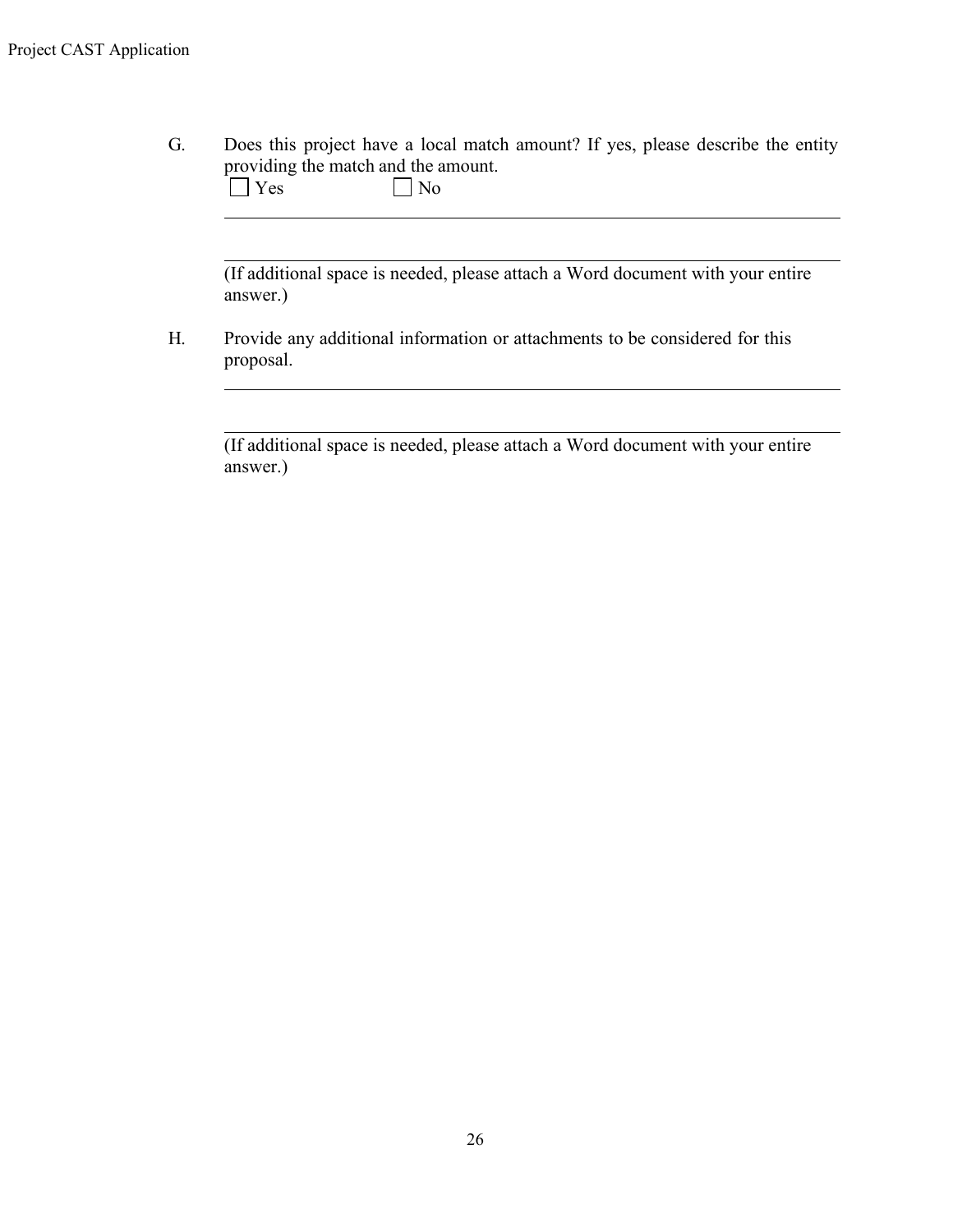G. Does this project have a local match amount? If yes, please describe the entity providing the match and the amount.

☐ Yes ☐ No

_______________________________________________________________

_______________________________________________________________

(If additional space is needed, please attach a Word document with your entire answer.)

H. Provide any additional information or attachments to be considered for this proposal.

_______________________________________________________________

_______________________________________________________________

(If additional space is needed, please attach a Word document with your entire answer.)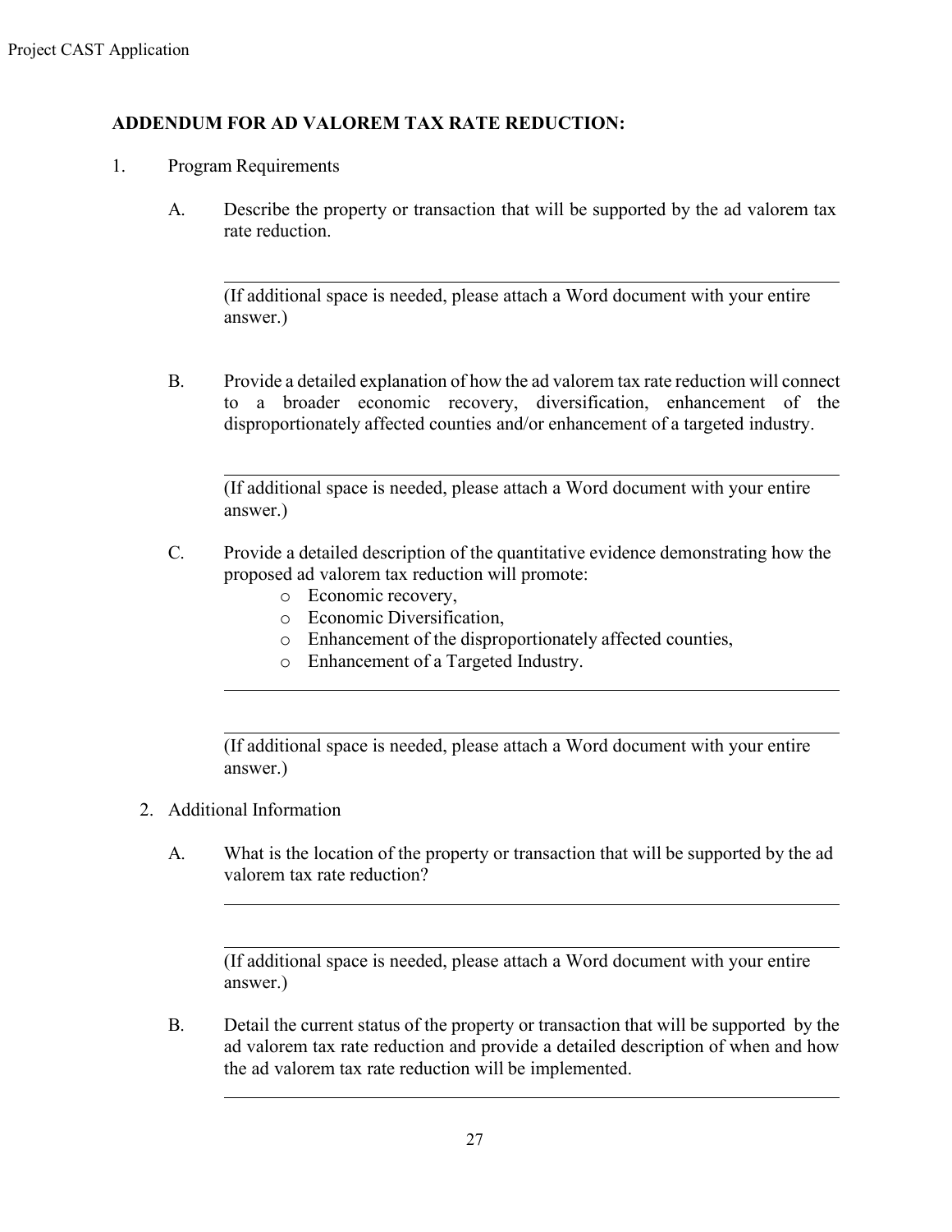**ADDENDUM FOR AD VALOREM TAX RATE REDUCTION:**

1. Program Requirements

   A. Describe the property or transaction that will be supported by the ad valorem tax rate reduction.

   \_\_\_\_\_\_\_\_\_\_\_\_\_\_\_\_\_\_\_\_\_\_\_\_\_\_\_\_\_\_\_\_\_\_\_\_\_\_\_\_\_\_\_\_\_\_\_\_\_\_\_\_\_\_\_\_\_\_\_\_

   (If additional space is needed, please attach a Word document with your entire answer.)

   B. Provide a detailed explanation of how the ad valorem tax rate reduction will connect to a broader economic recovery, diversification, enhancement of the disproportionately affected counties and/or enhancement of a targeted industry.

   \_\_\_\_\_\_\_\_\_\_\_\_\_\_\_\_\_\_\_\_\_\_\_\_\_\_\_\_\_\_\_\_\_\_\_\_\_\_\_\_\_\_\_\_\_\_\_\_\_\_\_\_\_\_\_\_\_\_\_\_

   (If additional space is needed, please attach a Word document with your entire answer.)

   C. Provide a detailed description of the quantitative evidence demonstrating how the proposed ad valorem tax reduction will promote:
      - Economic recovery,
      - Economic Diversification,
      - Enhancement of the disproportionately affected counties,
      - Enhancement of a Targeted Industry.

   \_\_\_\_\_\_\_\_\_\_\_\_\_\_\_\_\_\_\_\_\_\_\_\_\_\_\_\_\_\_\_\_\_\_\_\_\_\_\_\_\_\_\_\_\_\_\_\_\_\_\_\_\_\_\_\_\_\_\_\_

   \_\_\_\_\_\_\_\_\_\_\_\_\_\_\_\_\_\_\_\_\_\_\_\_\_\_\_\_\_\_\_\_\_\_\_\_\_\_\_\_\_\_\_\_\_\_\_\_\_\_\_\_\_\_\_\_\_\_\_\_

   (If additional space is needed, please attach a Word document with your entire answer.)

2. Additional Information

   A. What is the location of the property or transaction that will be supported by the ad valorem tax rate reduction?

   \_\_\_\_\_\_\_\_\_\_\_\_\_\_\_\_\_\_\_\_\_\_\_\_\_\_\_\_\_\_\_\_\_\_\_\_\_\_\_\_\_\_\_\_\_\_\_\_\_\_\_\_\_\_\_\_\_\_\_\_

   \_\_\_\_\_\_\_\_\_\_\_\_\_\_\_\_\_\_\_\_\_\_\_\_\_\_\_\_\_\_\_\_\_\_\_\_\_\_\_\_\_\_\_\_\_\_\_\_\_\_\_\_\_\_\_\_\_\_\_\_

   (If additional space is needed, please attach a Word document with your entire answer.)

   B. Detail the current status of the property or transaction that will be supported by the ad valorem tax rate reduction and provide a detailed description of when and how the ad valorem tax rate reduction will be implemented.

   \_\_\_\_\_\_\_\_\_\_\_\_\_\_\_\_\_\_\_\_\_\_\_\_\_\_\_\_\_\_\_\_\_\_\_\_\_\_\_\_\_\_\_\_\_\_\_\_\_\_\_\_\_\_\_\_\_\_\_\_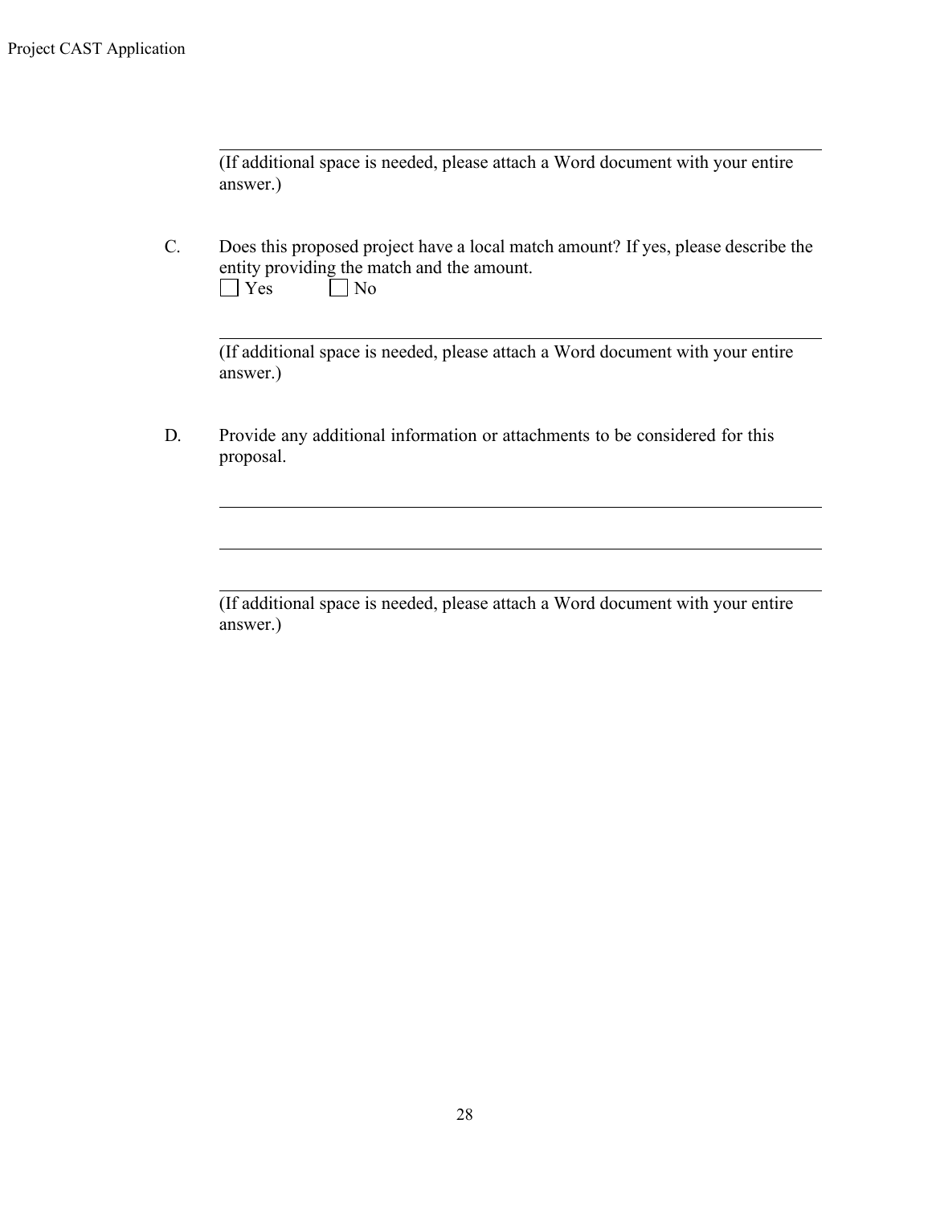---

(If additional space is needed, please attach a Word document with your entire answer.)

C. Does this proposed project have a local match amount? If yes, please describe the entity providing the match and the amount.

☐ Yes ☐ No

---

(If additional space is needed, please attach a Word document with your entire answer.)

D. Provide any additional information or attachments to be considered for this proposal.

---

---

---

(If additional space is needed, please attach a Word document with your entire answer.)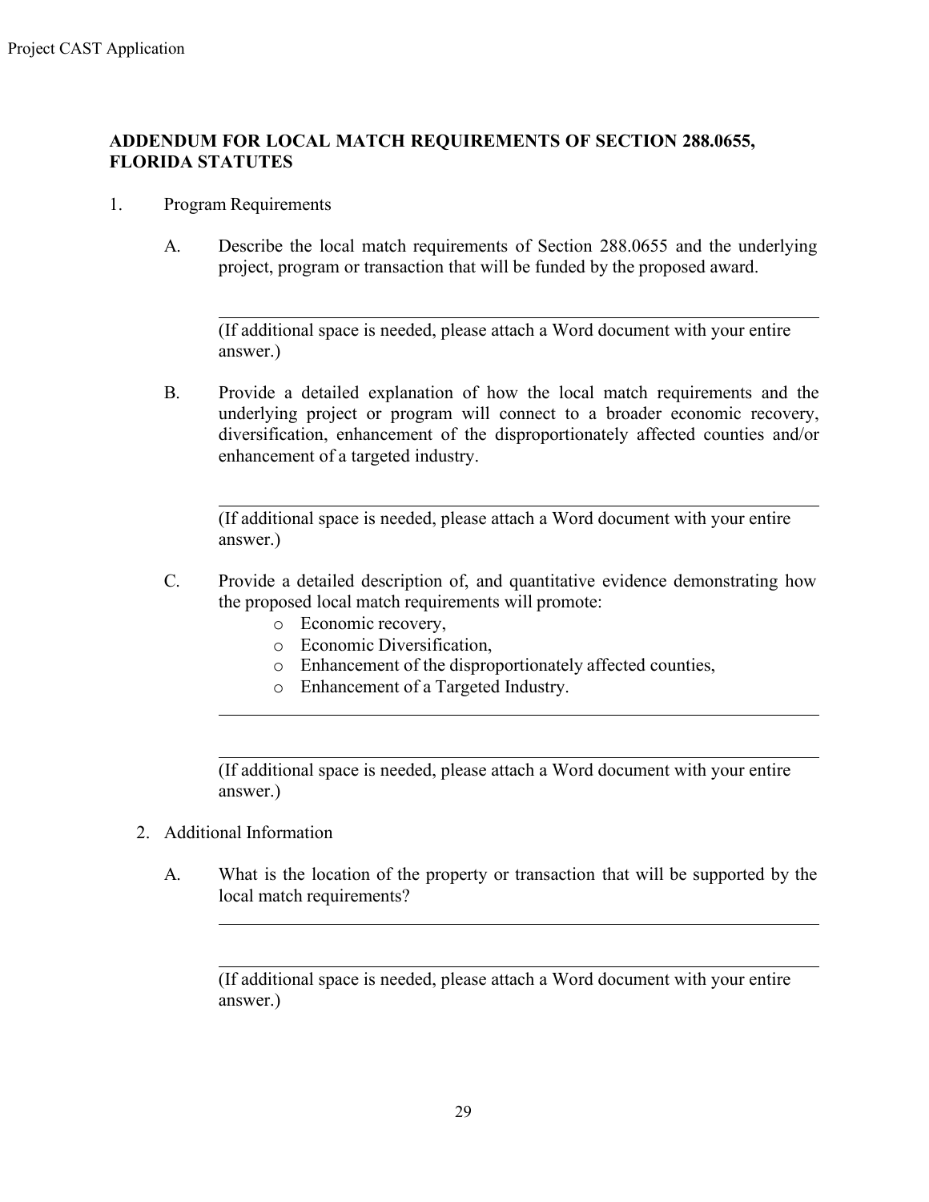## ADDENDUM FOR LOCAL MATCH REQUIREMENTS OF SECTION 288.0655, FLORIDA STATUTES

1. Program Requirements

   A. Describe the local match requirements of Section 288.0655 and the underlying project, program or transaction that will be funded by the proposed award.

      ___

      (If additional space is needed, please attach a Word document with your entire answer.)

   B. Provide a detailed explanation of how the local match requirements and the underlying project or program will connect to a broader economic recovery, diversification, enhancement of the disproportionately affected counties and/or enhancement of a targeted industry.

      ___

      (If additional space is needed, please attach a Word document with your entire answer.)

   C. Provide a detailed description of, and quantitative evidence demonstrating how the proposed local match requirements will promote:
      - Economic recovery,
      - Economic Diversification,
      - Enhancement of the disproportionately affected counties,
      - Enhancement of a Targeted Industry.

      ___

      ___

      (If additional space is needed, please attach a Word document with your entire answer.)

2. Additional Information

   A. What is the location of the property or transaction that will be supported by the local match requirements?

      ___

      ___

      (If additional space is needed, please attach a Word document with your entire answer.)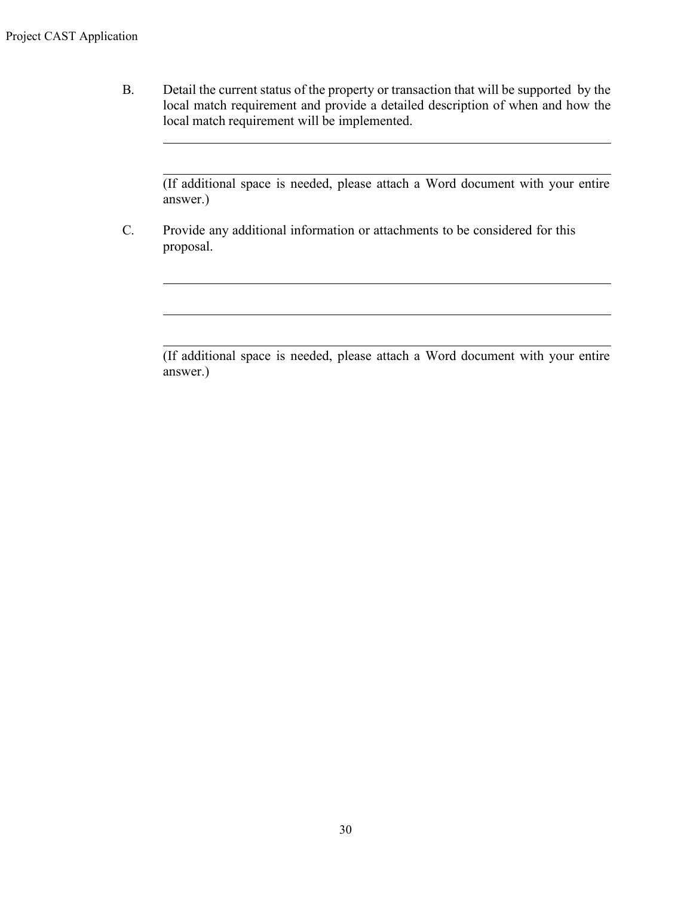B. Detail the current status of the property or transaction that will be supported by the local match requirement and provide a detailed description of when and how the local match requirement will be implemented.

\_\_\_\_\_\_\_\_\_\_\_\_\_\_\_\_\_\_\_\_\_\_\_\_\_\_\_\_\_\_\_\_\_\_\_\_\_\_\_\_\_\_\_\_\_\_\_\_\_\_\_\_\_\_\_\_\_\_\_\_\_\_\_\_

\_\_\_\_\_\_\_\_\_\_\_\_\_\_\_\_\_\_\_\_\_\_\_\_\_\_\_\_\_\_\_\_\_\_\_\_\_\_\_\_\_\_\_\_\_\_\_\_\_\_\_\_\_\_\_\_\_\_\_\_\_\_\_\_

(If additional space is needed, please attach a Word document with your entire answer.)

C. Provide any additional information or attachments to be considered for this proposal.

\_\_\_\_\_\_\_\_\_\_\_\_\_\_\_\_\_\_\_\_\_\_\_\_\_\_\_\_\_\_\_\_\_\_\_\_\_\_\_\_\_\_\_\_\_\_\_\_\_\_\_\_\_\_\_\_\_\_\_\_\_\_\_\_

\_\_\_\_\_\_\_\_\_\_\_\_\_\_\_\_\_\_\_\_\_\_\_\_\_\_\_\_\_\_\_\_\_\_\_\_\_\_\_\_\_\_\_\_\_\_\_\_\_\_\_\_\_\_\_\_\_\_\_\_\_\_\_\_

\_\_\_\_\_\_\_\_\_\_\_\_\_\_\_\_\_\_\_\_\_\_\_\_\_\_\_\_\_\_\_\_\_\_\_\_\_\_\_\_\_\_\_\_\_\_\_\_\_\_\_\_\_\_\_\_\_\_\_\_\_\_\_\_

(If additional space is needed, please attach a Word document with your entire answer.)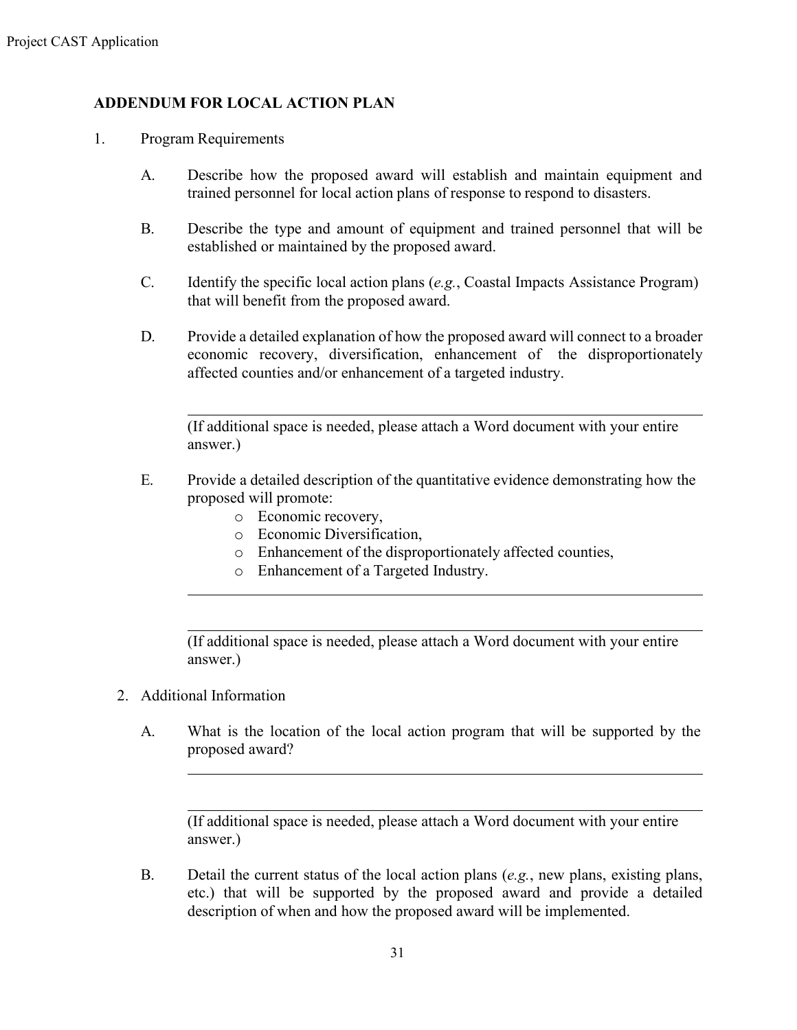## ADDENDUM FOR LOCAL ACTION PLAN

1. Program Requirements

   A. Describe how the proposed award will establish and maintain equipment and trained personnel for local action plans of response to respond to disasters.

   B. Describe the type and amount of equipment and trained personnel that will be established or maintained by the proposed award.

   C. Identify the specific local action plans (*e.g.*, Coastal Impacts Assistance Program) that will benefit from the proposed award.

   D. Provide a detailed explanation of how the proposed award will connect to a broader economic recovery, diversification, enhancement of the disproportionately affected counties and/or enhancement of a targeted industry.

   ---

   (If additional space is needed, please attach a Word document with your entire answer.)

   E. Provide a detailed description of the quantitative evidence demonstrating how the proposed will promote:
      - Economic recovery,
      - Economic Diversification,
      - Enhancement of the disproportionately affected counties,
      - Enhancement of a Targeted Industry.

   ---

   ---

   (If additional space is needed, please attach a Word document with your entire answer.)

2. Additional Information

   A. What is the location of the local action program that will be supported by the proposed award?

   ---

   ---

   (If additional space is needed, please attach a Word document with your entire answer.)

   B. Detail the current status of the local action plans (*e.g.*, new plans, existing plans, etc.) that will be supported by the proposed award and provide a detailed description of when and how the proposed award will be implemented.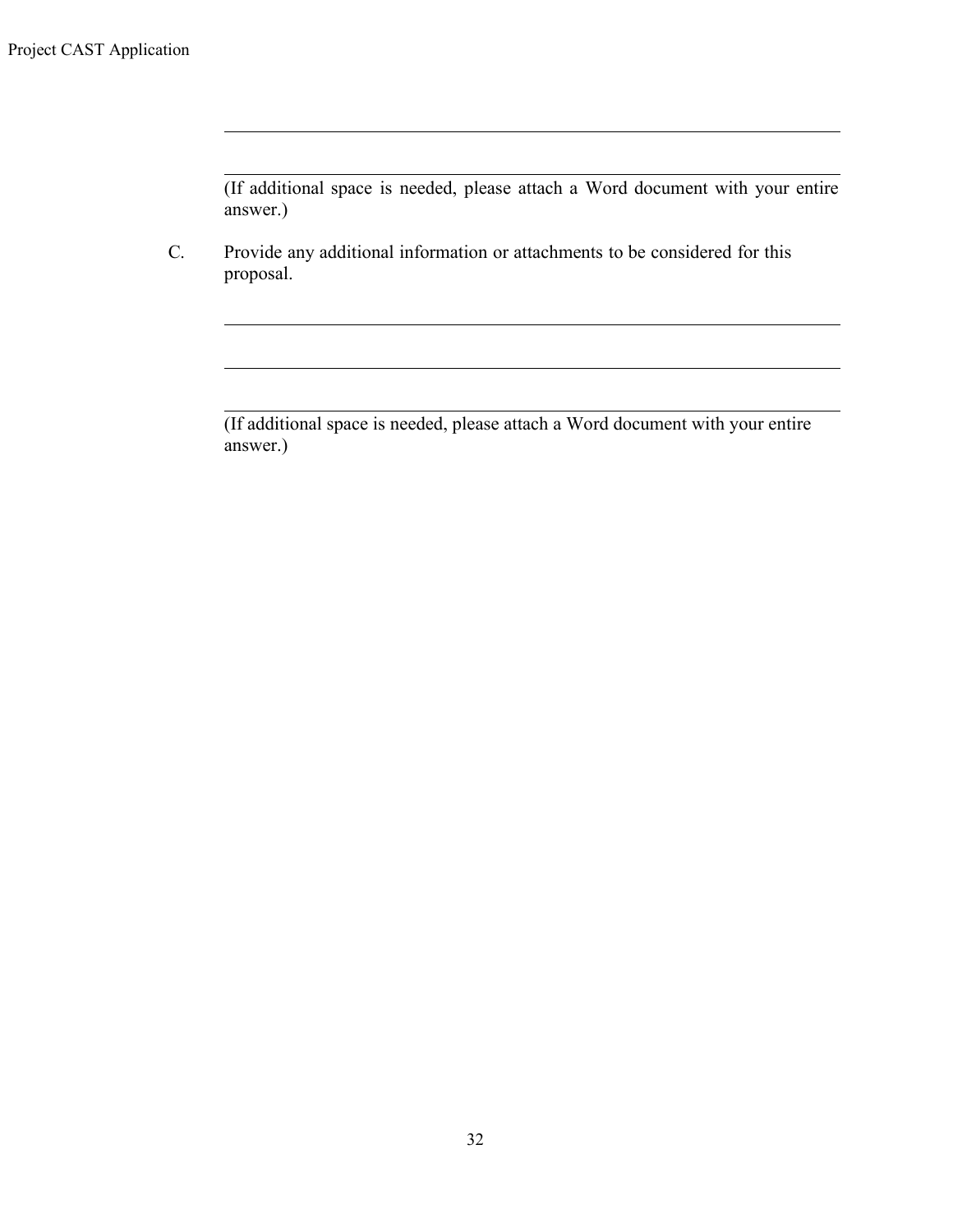\_\_\_\_\_\_\_\_\_\_\_\_\_\_\_\_\_\_\_\_\_\_\_\_\_\_\_\_\_\_\_\_\_\_\_\_\_\_\_\_\_\_\_\_\_\_\_\_\_\_\_\_\_\_\_\_\_\_

\_\_\_\_\_\_\_\_\_\_\_\_\_\_\_\_\_\_\_\_\_\_\_\_\_\_\_\_\_\_\_\_\_\_\_\_\_\_\_\_\_\_\_\_\_\_\_\_\_\_\_\_\_\_\_\_\_\_

(If additional space is needed, please attach a Word document with your entire answer.)

C. Provide any additional information or attachments to be considered for this proposal.

\_\_\_\_\_\_\_\_\_\_\_\_\_\_\_\_\_\_\_\_\_\_\_\_\_\_\_\_\_\_\_\_\_\_\_\_\_\_\_\_\_\_\_\_\_\_\_\_\_\_\_\_\_\_\_\_\_\_

\_\_\_\_\_\_\_\_\_\_\_\_\_\_\_\_\_\_\_\_\_\_\_\_\_\_\_\_\_\_\_\_\_\_\_\_\_\_\_\_\_\_\_\_\_\_\_\_\_\_\_\_\_\_\_\_\_\_

\_\_\_\_\_\_\_\_\_\_\_\_\_\_\_\_\_\_\_\_\_\_\_\_\_\_\_\_\_\_\_\_\_\_\_\_\_\_\_\_\_\_\_\_\_\_\_\_\_\_\_\_\_\_\_\_\_\_

(If additional space is needed, please attach a Word document with your entire answer.)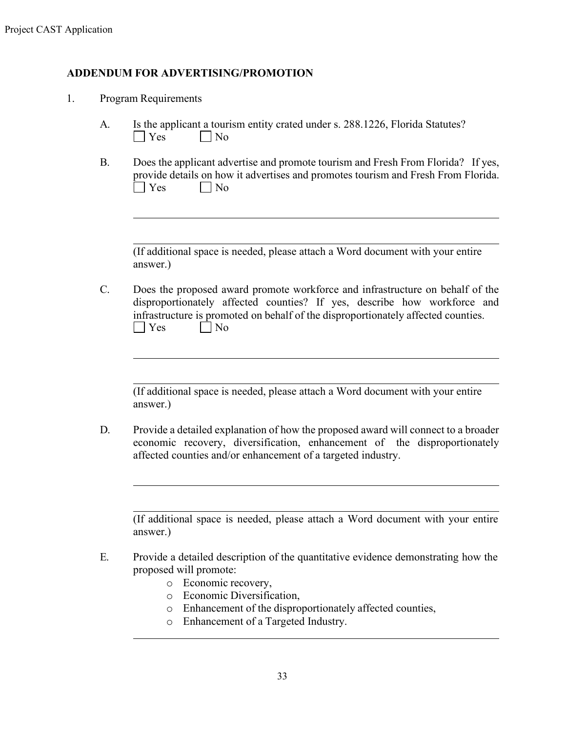## ADDENDUM FOR ADVERTISING/PROMOTION

1. Program Requirements

   A. Is the applicant a tourism entity crated under s. 288.1226, Florida Statutes?
   ☐ Yes ☐ No

   B. Does the applicant advertise and promote tourism and Fresh From Florida? If yes, provide details on how it advertises and promotes tourism and Fresh From Florida.
   ☐ Yes ☐ No

   ______________________________________________________________________

   ______________________________________________________________________

   (If additional space is needed, please attach a Word document with your entire answer.)

   C. Does the proposed award promote workforce and infrastructure on behalf of the disproportionately affected counties? If yes, describe how workforce and infrastructure is promoted on behalf of the disproportionately affected counties.
   ☐ Yes ☐ No

   ______________________________________________________________________

   ______________________________________________________________________

   (If additional space is needed, please attach a Word document with your entire answer.)

   D. Provide a detailed explanation of how the proposed award will connect to a broader economic recovery, diversification, enhancement of the disproportionately affected counties and/or enhancement of a targeted industry.

   ______________________________________________________________________

   ______________________________________________________________________

   (If additional space is needed, please attach a Word document with your entire answer.)

   E. Provide a detailed description of the quantitative evidence demonstrating how the proposed will promote:
      - Economic recovery,
      - Economic Diversification,
      - Enhancement of the disproportionately affected counties,
      - Enhancement of a Targeted Industry.

   ______________________________________________________________________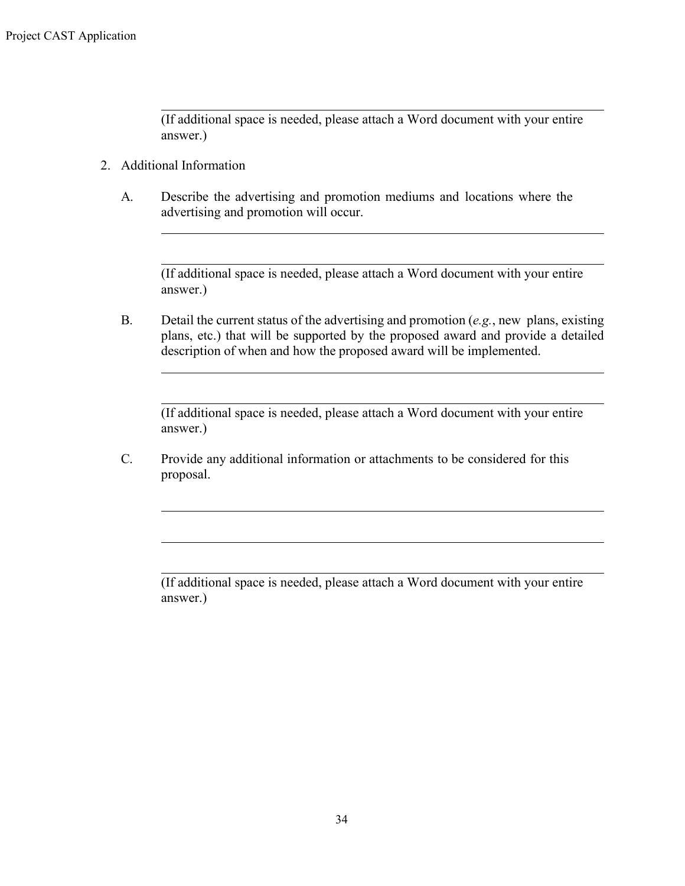(If additional space is needed, please attach a Word document with your entire answer.)

2. Additional Information

   A. Describe the advertising and promotion mediums and locations where the advertising and promotion will occur.

   (If additional space is needed, please attach a Word document with your entire answer.)

   B. Detail the current status of the advertising and promotion (*e.g.*, new plans, existing plans, etc.) that will be supported by the proposed award and provide a detailed description of when and how the proposed award will be implemented.

   (If additional space is needed, please attach a Word document with your entire answer.)

   C. Provide any additional information or attachments to be considered for this proposal.

   (If additional space is needed, please attach a Word document with your entire answer.)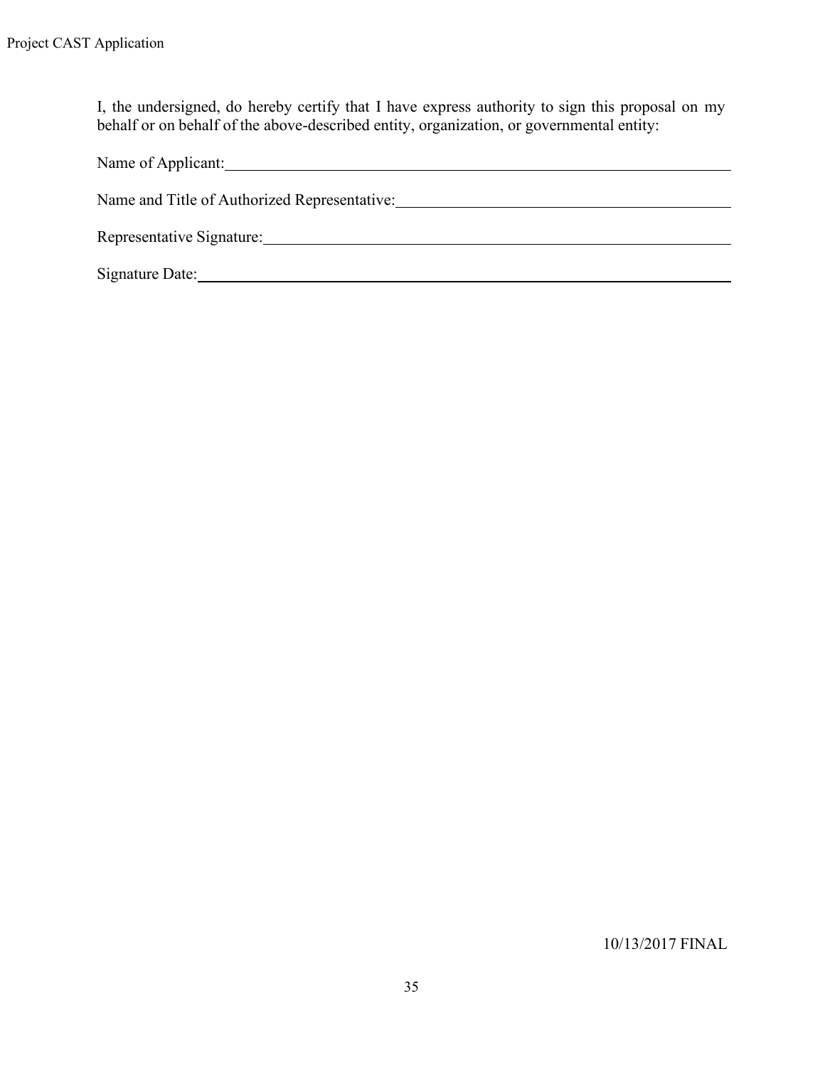I, the undersigned, do hereby certify that I have express authority to sign this proposal on my behalf or on behalf of the above-described entity, organization, or governmental entity:

Name of Applicant: ____________________________________________

Name and Title of Authorized Representative: ____________________________________________

Representative Signature: ____________________________________________

Signature Date: ____________________________________________

10/13/2017 FINAL